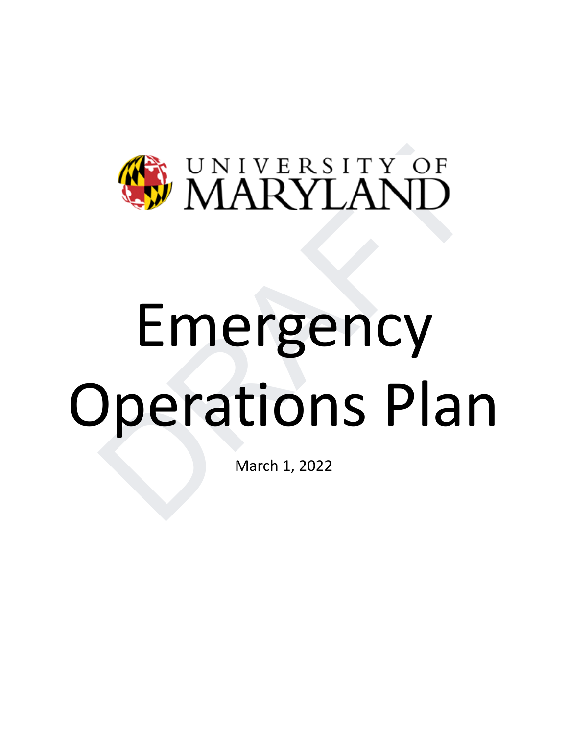UNIVERSITY OF MARYLAND

# Emergency Operations Plan

March 1, 2022

DRAFT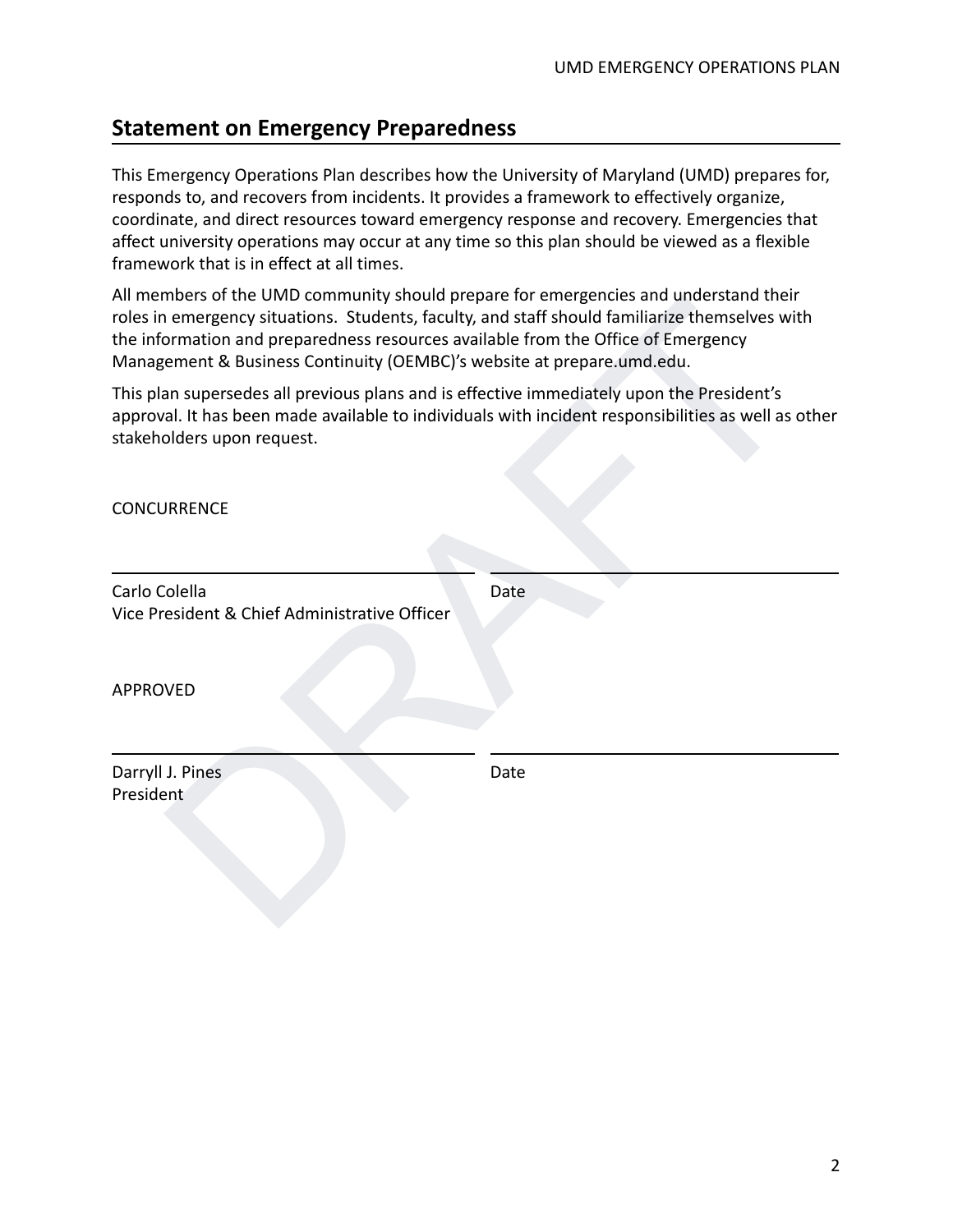## Statement on Emergency Preparedness

This Emergency Operations Plan describes how the University of Maryland (UMD) prepares for, responds to, and recovers from incidents. It provides a framework to effectively organize, coordinate, and direct resources toward emergency response and recovery. Emergencies that affect university operations may occur at any time so this plan should be viewed as a flexible framework that is in effect at all times.

All members of the UMD community should prepare for emergencies and understand their roles in emergency situations. Students, faculty, and staff should familiarize themselves with the information and preparedness resources available from the Office of Emergency Management & Business Continuity (OEMBC)'s website at prepare.umd.edu.

This plan supersedes all previous plans and is effective immediately upon the President's approval. It has been made available to individuals with incident responsibilities as well as other stakeholders upon request.

CONCURRENCE

| ______________________________ | ______________________________ |
|---|---|
| Carlo Colella<br>Vice President & Chief Administrative Officer | Date |

APPROVED

| ______________________________ | ______________________________ |
|---|---|
| Darryll J. Pines<br>President | Date |

DRAFT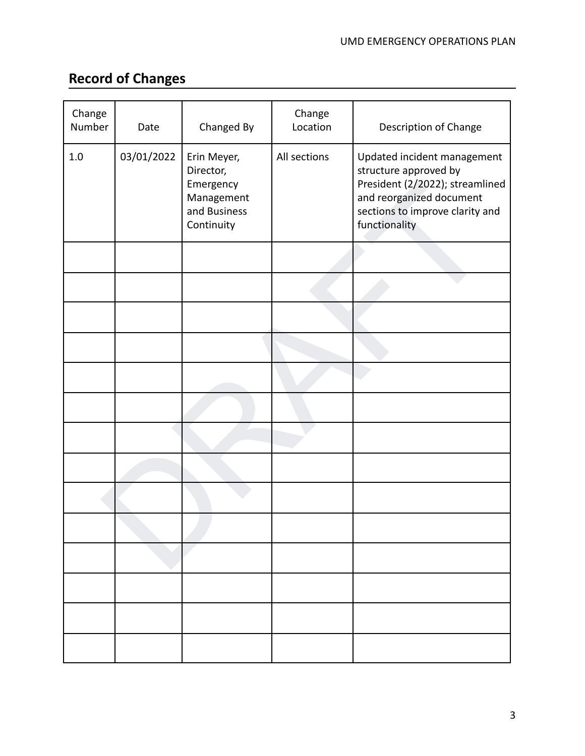## Record of Changes

| Change Number | Date | Changed By | Change Location | Description of Change |
|---|---|---|---|---|
| 1.0 | 03/01/2022 | Erin Meyer, Director, Emergency Management and Business Continuity | All sections | Updated incident management structure approved by President (2/2022); streamlined and reorganized document sections to improve clarity and functionality |
| | | | | |
| | | | | |
| | | | | |
| | | | | |
| | | | | |
| | | | | |
| | | | | |
| | | | | |
| | | | | |
| | | | | |
| | | | | |
| | | | | |
| | | | | |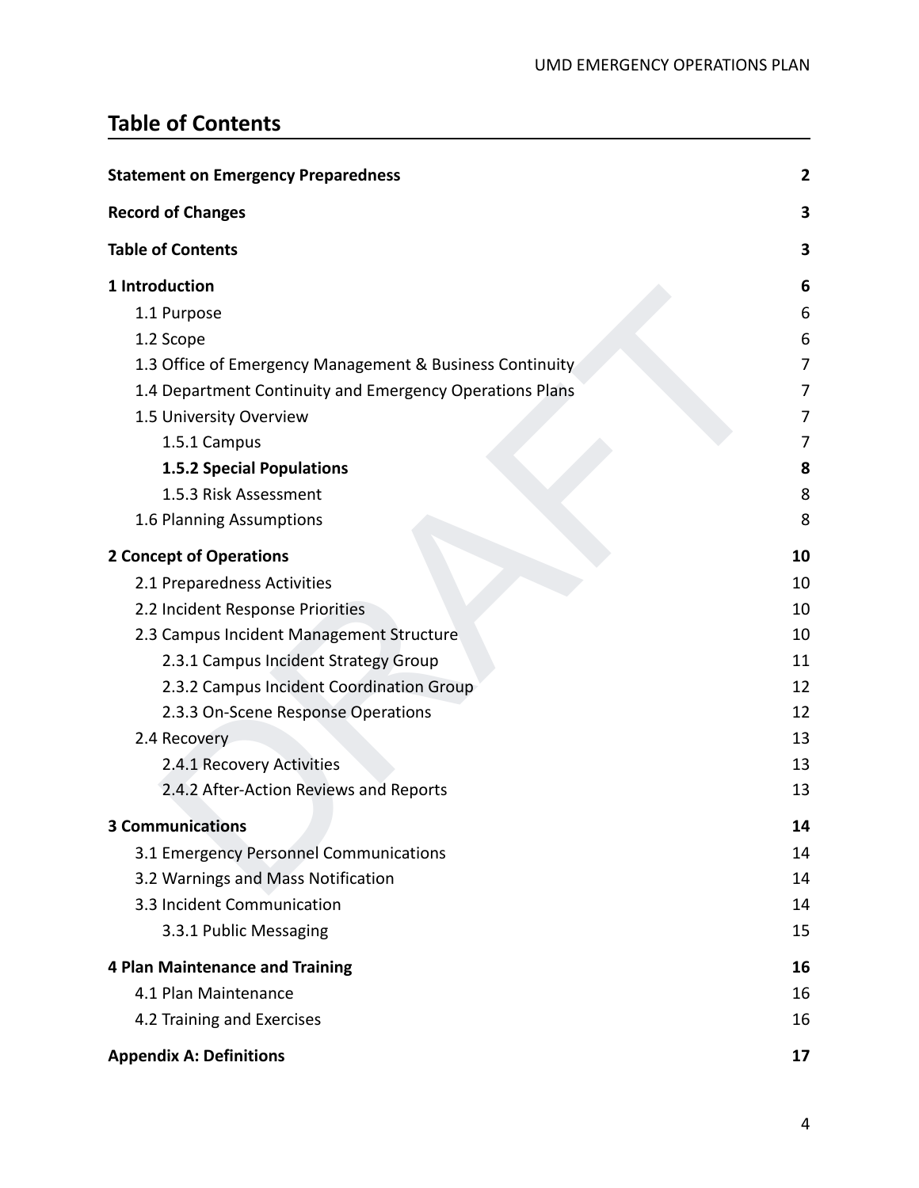## Table of Contents

| | |
|---|---|
| **Statement on Emergency Preparedness** | **2** |
| **Record of Changes** | **3** |
| **Table of Contents** | **3** |
| **1 Introduction** | **6** |
| 1.1 Purpose | 6 |
| 1.2 Scope | 6 |
| 1.3 Office of Emergency Management & Business Continuity | 7 |
| 1.4 Department Continuity and Emergency Operations Plans | 7 |
| 1.5 University Overview | 7 |
| 1.5.1 Campus | 7 |
| **1.5.2 Special Populations** | **8** |
| 1.5.3 Risk Assessment | 8 |
| 1.6 Planning Assumptions | 8 |
| **2 Concept of Operations** | **10** |
| 2.1 Preparedness Activities | 10 |
| 2.2 Incident Response Priorities | 10 |
| 2.3 Campus Incident Management Structure | 10 |
| 2.3.1 Campus Incident Strategy Group | 11 |
| 2.3.2 Campus Incident Coordination Group | 12 |
| 2.3.3 On-Scene Response Operations | 12 |
| 2.4 Recovery | 13 |
| 2.4.1 Recovery Activities | 13 |
| 2.4.2 After-Action Reviews and Reports | 13 |
| **3 Communications** | **14** |
| 3.1 Emergency Personnel Communications | 14 |
| 3.2 Warnings and Mass Notification | 14 |
| 3.3 Incident Communication | 14 |
| 3.3.1 Public Messaging | 15 |
| **4 Plan Maintenance and Training** | **16** |
| 4.1 Plan Maintenance | 16 |
| 4.2 Training and Exercises | 16 |
| **Appendix A: Definitions** | **17** |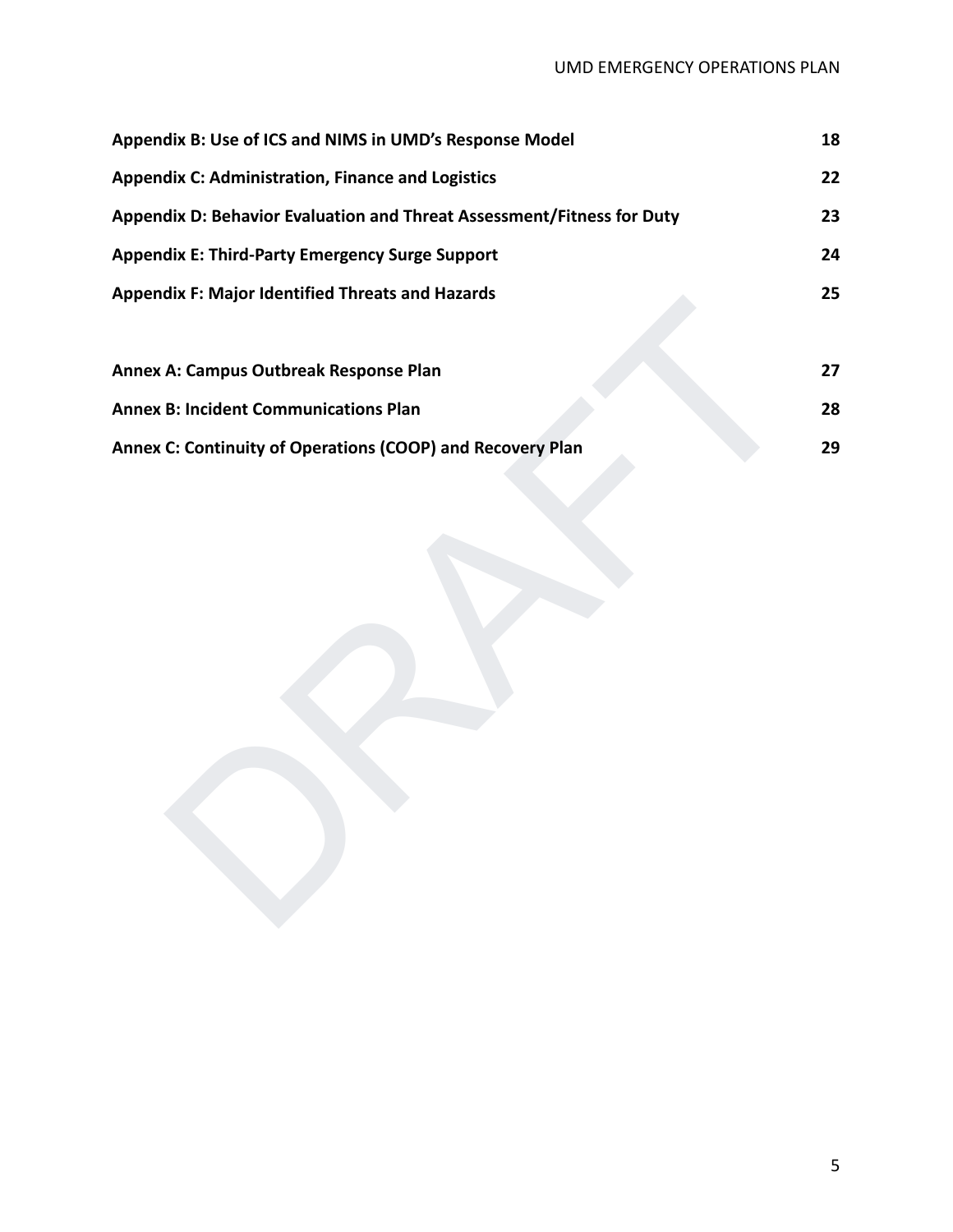**Appendix B: Use of ICS and NIMS in UMD's Response Model** 18

**Appendix C: Administration, Finance and Logistics** 22

**Appendix D: Behavior Evaluation and Threat Assessment/Fitness for Duty** 23

**Appendix E: Third-Party Emergency Surge Support** 24

**Appendix F: Major Identified Threats and Hazards** 25

**Annex A: Campus Outbreak Response Plan** 27

**Annex B: Incident Communications Plan** 28

**Annex C: Continuity of Operations (COOP) and Recovery Plan** 29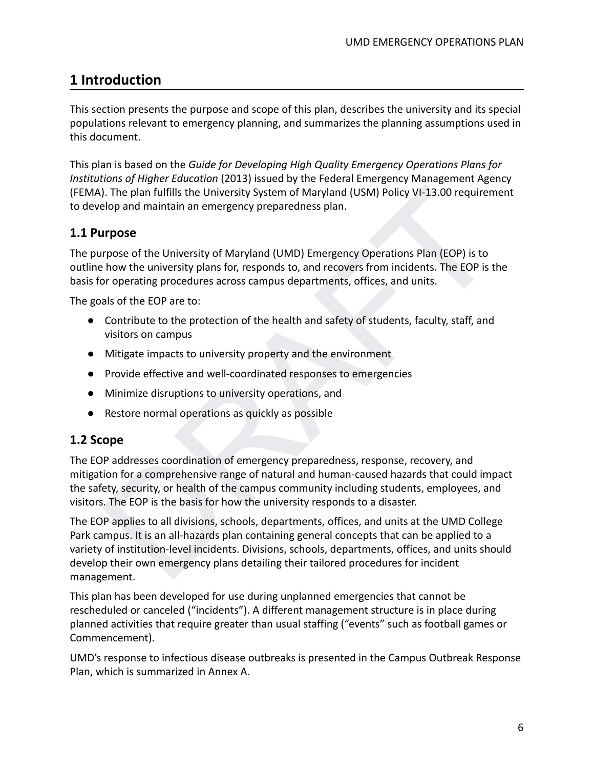# 1 Introduction

This section presents the purpose and scope of this plan, describes the university and its special populations relevant to emergency planning, and summarizes the planning assumptions used in this document.

This plan is based on the *Guide for Developing High Quality Emergency Operations Plans for Institutions of Higher Education* (2013) issued by the Federal Emergency Management Agency (FEMA). The plan fulfills the University System of Maryland (USM) Policy VI-13.00 requirement to develop and maintain an emergency preparedness plan.

## 1.1 Purpose

The purpose of the University of Maryland (UMD) Emergency Operations Plan (EOP) is to outline how the university plans for, responds to, and recovers from incidents. The EOP is the basis for operating procedures across campus departments, offices, and units.

The goals of the EOP are to:

- Contribute to the protection of the health and safety of students, faculty, staff, and visitors on campus
- Mitigate impacts to university property and the environment
- Provide effective and well-coordinated responses to emergencies
- Minimize disruptions to university operations, and
- Restore normal operations as quickly as possible

## 1.2 Scope

The EOP addresses coordination of emergency preparedness, response, recovery, and mitigation for a comprehensive range of natural and human-caused hazards that could impact the safety, security, or health of the campus community including students, employees, and visitors. The EOP is the basis for how the university responds to a disaster.

The EOP applies to all divisions, schools, departments, offices, and units at the UMD College Park campus. It is an all-hazards plan containing general concepts that can be applied to a variety of institution-level incidents. Divisions, schools, departments, offices, and units should develop their own emergency plans detailing their tailored procedures for incident management.

This plan has been developed for use during unplanned emergencies that cannot be rescheduled or canceled ("incidents"). A different management structure is in place during planned activities that require greater than usual staffing ("events" such as football games or Commencement).

UMD's response to infectious disease outbreaks is presented in the Campus Outbreak Response Plan, which is summarized in Annex A.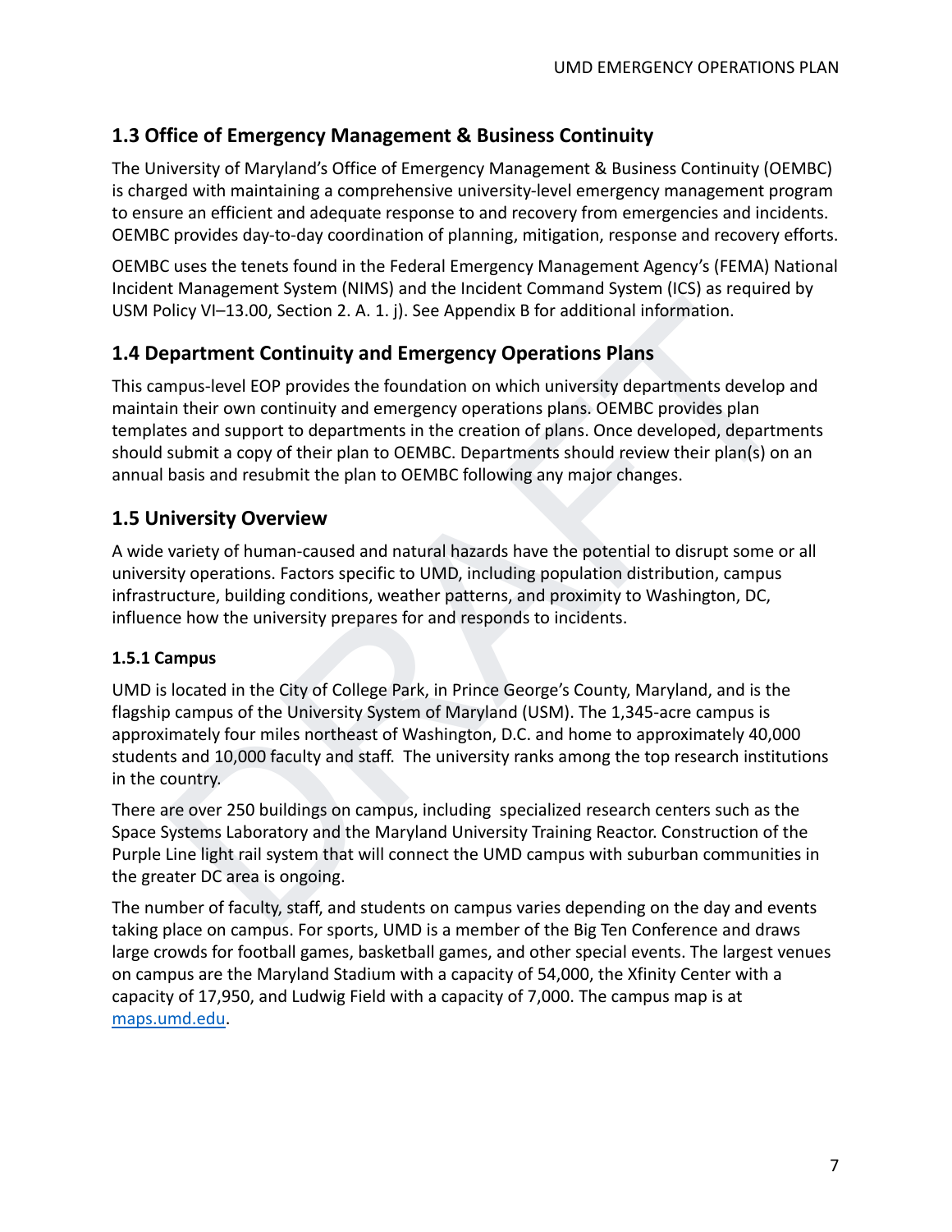## 1.3 Office of Emergency Management & Business Continuity

The University of Maryland's Office of Emergency Management & Business Continuity (OEMBC) is charged with maintaining a comprehensive university-level emergency management program to ensure an efficient and adequate response to and recovery from emergencies and incidents. OEMBC provides day-to-day coordination of planning, mitigation, response and recovery efforts.

OEMBC uses the tenets found in the Federal Emergency Management Agency's (FEMA) National Incident Management System (NIMS) and the Incident Command System (ICS) as required by USM Policy VI–13.00, Section 2. A. 1. j). See Appendix B for additional information.

## 1.4 Department Continuity and Emergency Operations Plans

This campus-level EOP provides the foundation on which university departments develop and maintain their own continuity and emergency operations plans. OEMBC provides plan templates and support to departments in the creation of plans. Once developed, departments should submit a copy of their plan to OEMBC. Departments should review their plan(s) on an annual basis and resubmit the plan to OEMBC following any major changes.

## 1.5 University Overview

A wide variety of human-caused and natural hazards have the potential to disrupt some or all university operations. Factors specific to UMD, including population distribution, campus infrastructure, building conditions, weather patterns, and proximity to Washington, DC, influence how the university prepares for and responds to incidents.

### 1.5.1 Campus

UMD is located in the City of College Park, in Prince George's County, Maryland, and is the flagship campus of the University System of Maryland (USM). The 1,345-acre campus is approximately four miles northeast of Washington, D.C. and home to approximately 40,000 students and 10,000 faculty and staff. The university ranks among the top research institutions in the country.

There are over 250 buildings on campus, including specialized research centers such as the Space Systems Laboratory and the Maryland University Training Reactor. Construction of the Purple Line light rail system that will connect the UMD campus with suburban communities in the greater DC area is ongoing.

The number of faculty, staff, and students on campus varies depending on the day and events taking place on campus. For sports, UMD is a member of the Big Ten Conference and draws large crowds for football games, basketball games, and other special events. The largest venues on campus are the Maryland Stadium with a capacity of 54,000, the Xfinity Center with a capacity of 17,950, and Ludwig Field with a capacity of 7,000. The campus map is at [maps.umd.edu](maps.umd.edu).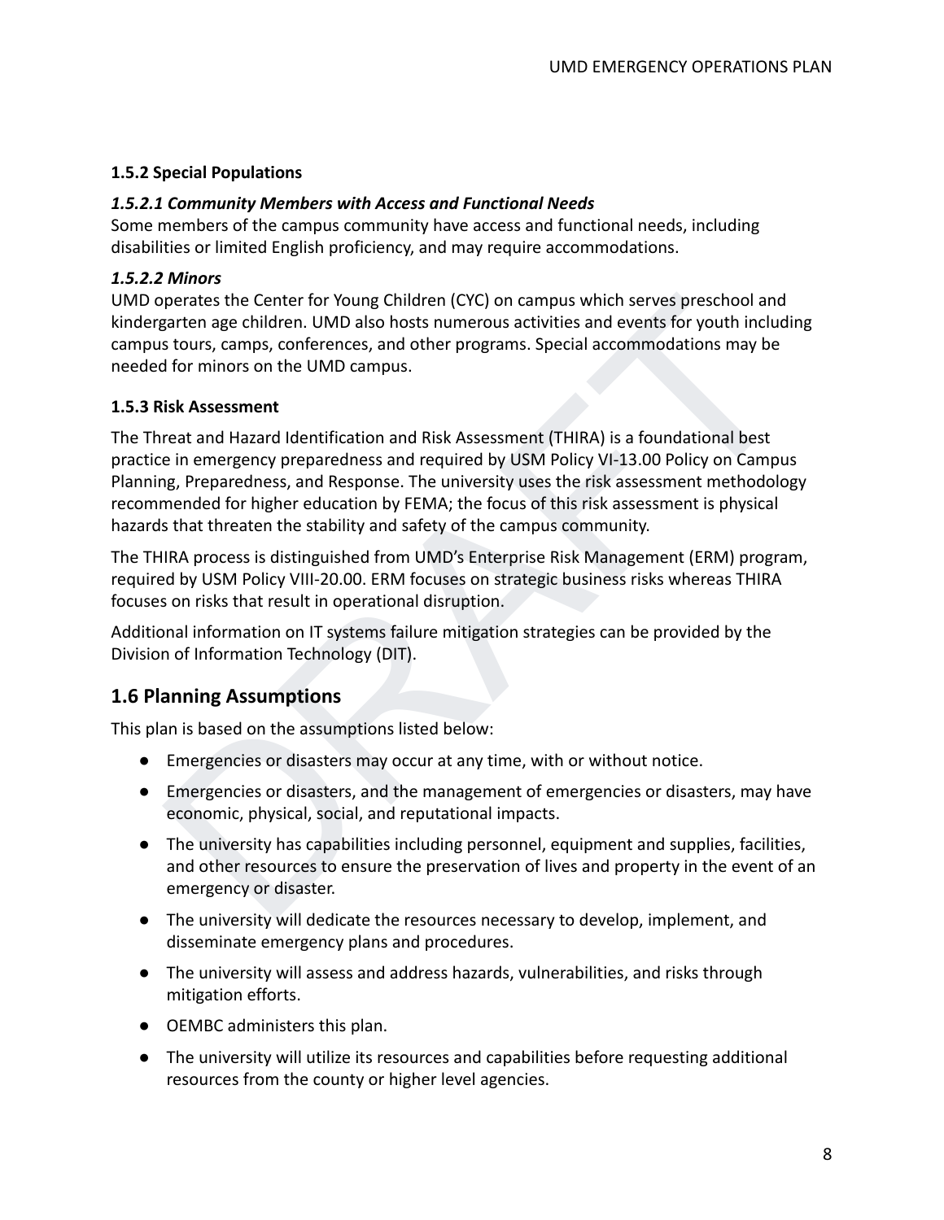### 1.5.2 Special Populations

#### *1.5.2.1 Community Members with Access and Functional Needs*

Some members of the campus community have access and functional needs, including disabilities or limited English proficiency, and may require accommodations.

#### *1.5.2.2 Minors*

UMD operates the Center for Young Children (CYC) on campus which serves preschool and kindergarten age children. UMD also hosts numerous activities and events for youth including campus tours, camps, conferences, and other programs. Special accommodations may be needed for minors on the UMD campus.

### 1.5.3 Risk Assessment

The Threat and Hazard Identification and Risk Assessment (THIRA) is a foundational best practice in emergency preparedness and required by USM Policy VI-13.00 Policy on Campus Planning, Preparedness, and Response. The university uses the risk assessment methodology recommended for higher education by FEMA; the focus of this risk assessment is physical hazards that threaten the stability and safety of the campus community.

The THIRA process is distinguished from UMD's Enterprise Risk Management (ERM) program, required by USM Policy VIII-20.00. ERM focuses on strategic business risks whereas THIRA focuses on risks that result in operational disruption.

Additional information on IT systems failure mitigation strategies can be provided by the Division of Information Technology (DIT).

## 1.6 Planning Assumptions

This plan is based on the assumptions listed below:

- Emergencies or disasters may occur at any time, with or without notice.
- Emergencies or disasters, and the management of emergencies or disasters, may have economic, physical, social, and reputational impacts.
- The university has capabilities including personnel, equipment and supplies, facilities, and other resources to ensure the preservation of lives and property in the event of an emergency or disaster.
- The university will dedicate the resources necessary to develop, implement, and disseminate emergency plans and procedures.
- The university will assess and address hazards, vulnerabilities, and risks through mitigation efforts.
- OEMBC administers this plan.
- The university will utilize its resources and capabilities before requesting additional resources from the county or higher level agencies.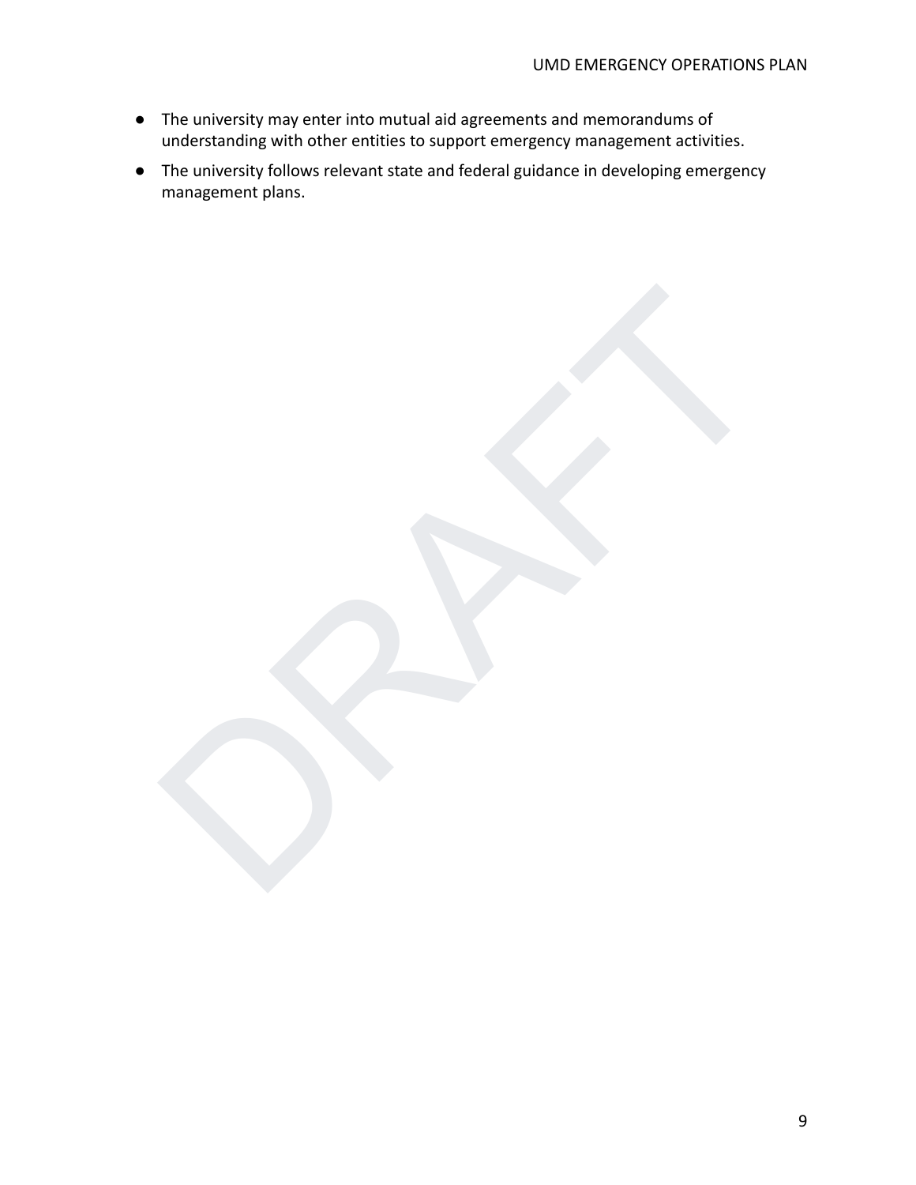- The university may enter into mutual aid agreements and memorandums of understanding with other entities to support emergency management activities.
- The university follows relevant state and federal guidance in developing emergency management plans.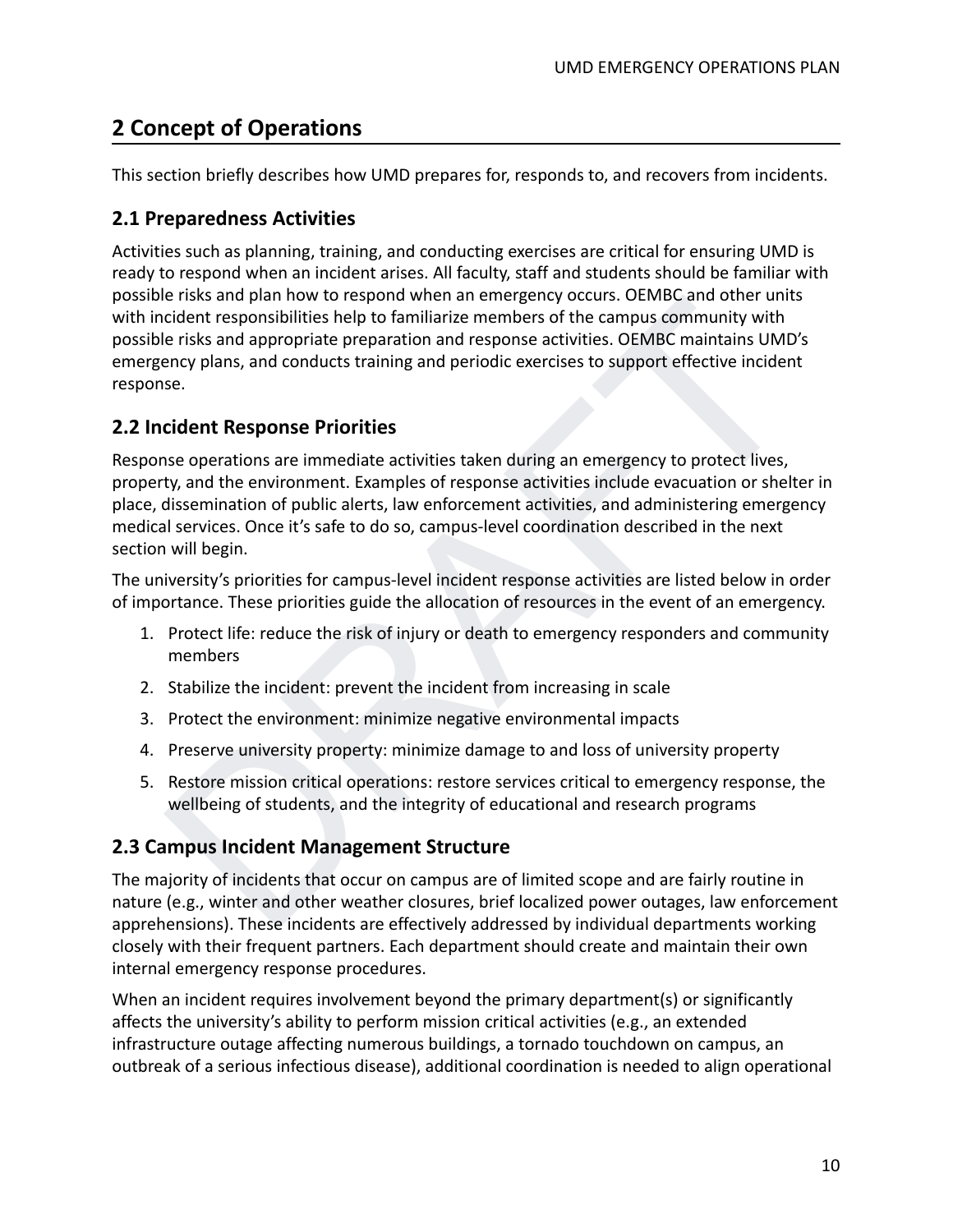## 2 Concept of Operations

This section briefly describes how UMD prepares for, responds to, and recovers from incidents.

### 2.1 Preparedness Activities

Activities such as planning, training, and conducting exercises are critical for ensuring UMD is ready to respond when an incident arises. All faculty, staff and students should be familiar with possible risks and plan how to respond when an emergency occurs. OEMBC and other units with incident responsibilities help to familiarize members of the campus community with possible risks and appropriate preparation and response activities. OEMBC maintains UMD's emergency plans, and conducts training and periodic exercises to support effective incident response.

### 2.2 Incident Response Priorities

Response operations are immediate activities taken during an emergency to protect lives, property, and the environment. Examples of response activities include evacuation or shelter in place, dissemination of public alerts, law enforcement activities, and administering emergency medical services. Once it's safe to do so, campus-level coordination described in the next section will begin.

The university's priorities for campus-level incident response activities are listed below in order of importance. These priorities guide the allocation of resources in the event of an emergency.

1. Protect life: reduce the risk of injury or death to emergency responders and community members
2. Stabilize the incident: prevent the incident from increasing in scale
3. Protect the environment: minimize negative environmental impacts
4. Preserve university property: minimize damage to and loss of university property
5. Restore mission critical operations: restore services critical to emergency response, the wellbeing of students, and the integrity of educational and research programs

### 2.3 Campus Incident Management Structure

The majority of incidents that occur on campus are of limited scope and are fairly routine in nature (e.g., winter and other weather closures, brief localized power outages, law enforcement apprehensions). These incidents are effectively addressed by individual departments working closely with their frequent partners. Each department should create and maintain their own internal emergency response procedures.

When an incident requires involvement beyond the primary department(s) or significantly affects the university's ability to perform mission critical activities (e.g., an extended infrastructure outage affecting numerous buildings, a tornado touchdown on campus, an outbreak of a serious infectious disease), additional coordination is needed to align operational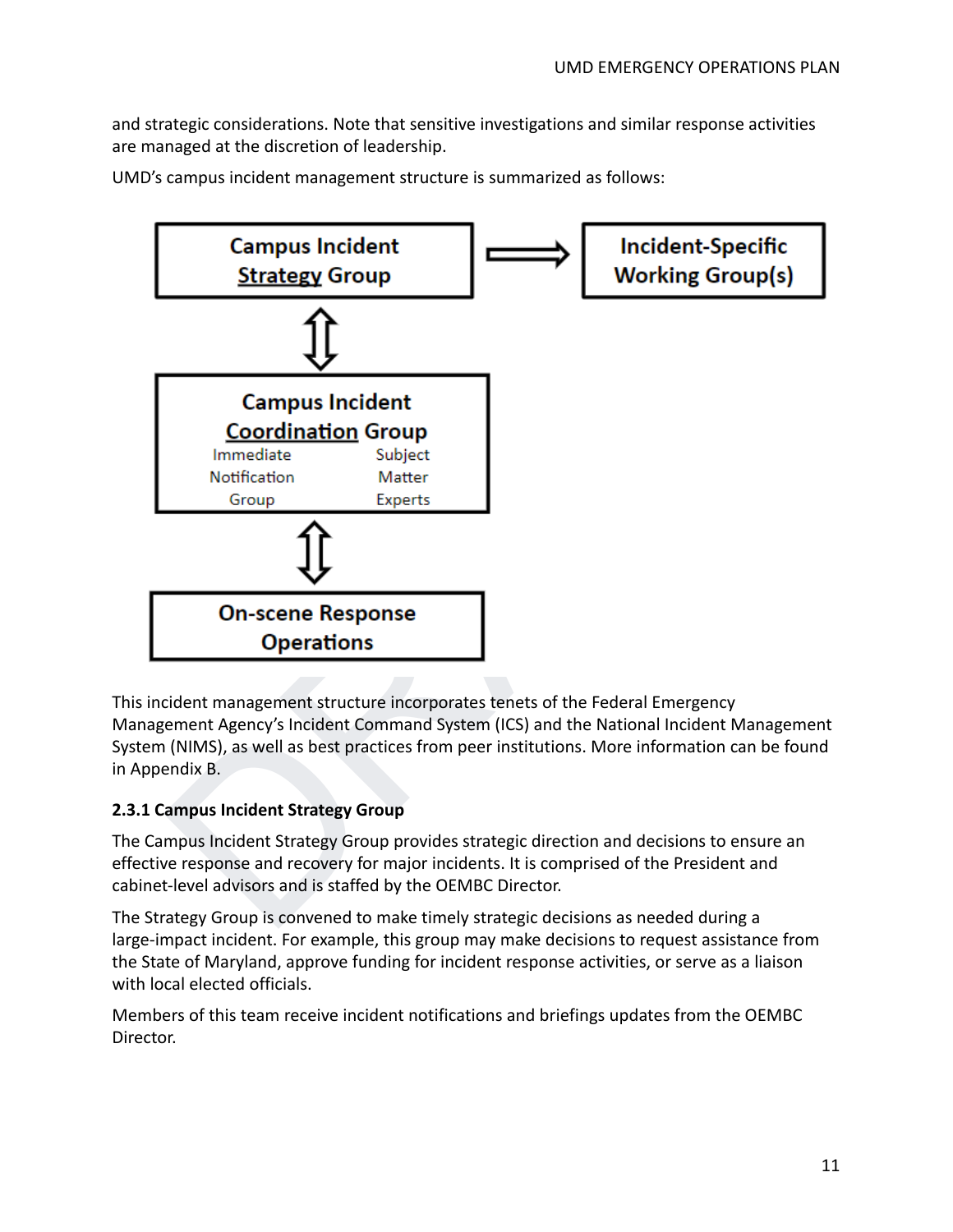and strategic considerations. Note that sensitive investigations and similar response activities are managed at the discretion of leadership.

UMD's campus incident management structure is summarized as follows:

Campus Incident Strategy Group ⟹ Incident-Specific Working Group(s)

⇕

Campus Incident Coordination Group
Immediate Notification Group | Subject Matter Experts

⇕

On-scene Response Operations

This incident management structure incorporates tenets of the Federal Emergency Management Agency's Incident Command System (ICS) and the National Incident Management System (NIMS), as well as best practices from peer institutions. More information can be found in Appendix B.

### 2.3.1 Campus Incident Strategy Group

The Campus Incident Strategy Group provides strategic direction and decisions to ensure an effective response and recovery for major incidents. It is comprised of the President and cabinet-level advisors and is staffed by the OEMBC Director.

The Strategy Group is convened to make timely strategic decisions as needed during a large-impact incident. For example, this group may make decisions to request assistance from the State of Maryland, approve funding for incident response activities, or serve as a liaison with local elected officials.

Members of this team receive incident notifications and briefings updates from the OEMBC Director.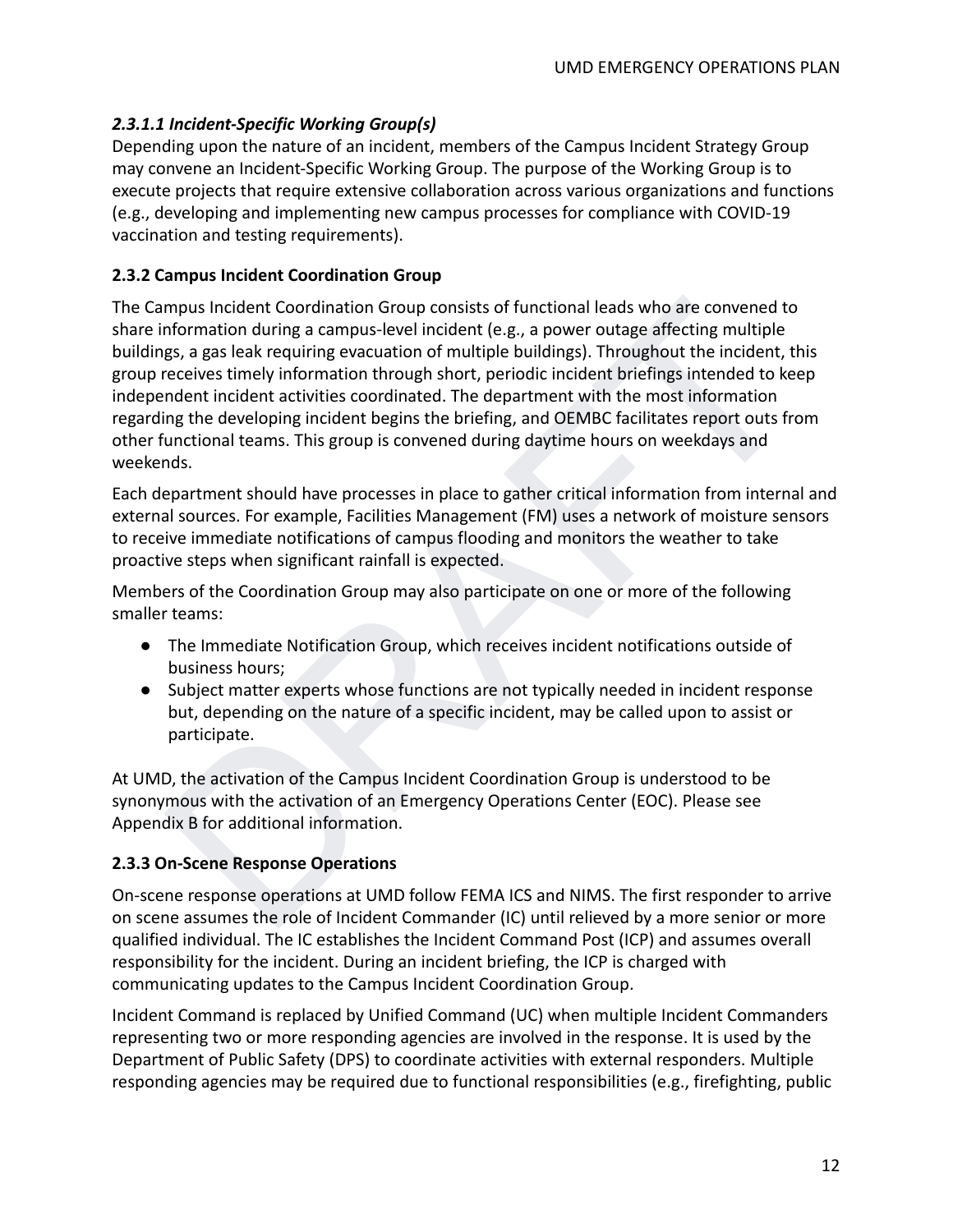#### *2.3.1.1 Incident-Specific Working Group(s)*

Depending upon the nature of an incident, members of the Campus Incident Strategy Group may convene an Incident-Specific Working Group. The purpose of the Working Group is to execute projects that require extensive collaboration across various organizations and functions (e.g., developing and implementing new campus processes for compliance with COVID-19 vaccination and testing requirements).

### 2.3.2 Campus Incident Coordination Group

The Campus Incident Coordination Group consists of functional leads who are convened to share information during a campus-level incident (e.g., a power outage affecting multiple buildings, a gas leak requiring evacuation of multiple buildings). Throughout the incident, this group receives timely information through short, periodic incident briefings intended to keep independent incident activities coordinated. The department with the most information regarding the developing incident begins the briefing, and OEMBC facilitates report outs from other functional teams. This group is convened during daytime hours on weekdays and weekends.

Each department should have processes in place to gather critical information from internal and external sources. For example, Facilities Management (FM) uses a network of moisture sensors to receive immediate notifications of campus flooding and monitors the weather to take proactive steps when significant rainfall is expected.

Members of the Coordination Group may also participate on one or more of the following smaller teams:

- The Immediate Notification Group, which receives incident notifications outside of business hours;
- Subject matter experts whose functions are not typically needed in incident response but, depending on the nature of a specific incident, may be called upon to assist or participate.

At UMD, the activation of the Campus Incident Coordination Group is understood to be synonymous with the activation of an Emergency Operations Center (EOC). Please see Appendix B for additional information.

### 2.3.3 On-Scene Response Operations

On-scene response operations at UMD follow FEMA ICS and NIMS. The first responder to arrive on scene assumes the role of Incident Commander (IC) until relieved by a more senior or more qualified individual. The IC establishes the Incident Command Post (ICP) and assumes overall responsibility for the incident. During an incident briefing, the ICP is charged with communicating updates to the Campus Incident Coordination Group.

Incident Command is replaced by Unified Command (UC) when multiple Incident Commanders representing two or more responding agencies are involved in the response. It is used by the Department of Public Safety (DPS) to coordinate activities with external responders. Multiple responding agencies may be required due to functional responsibilities (e.g., firefighting, public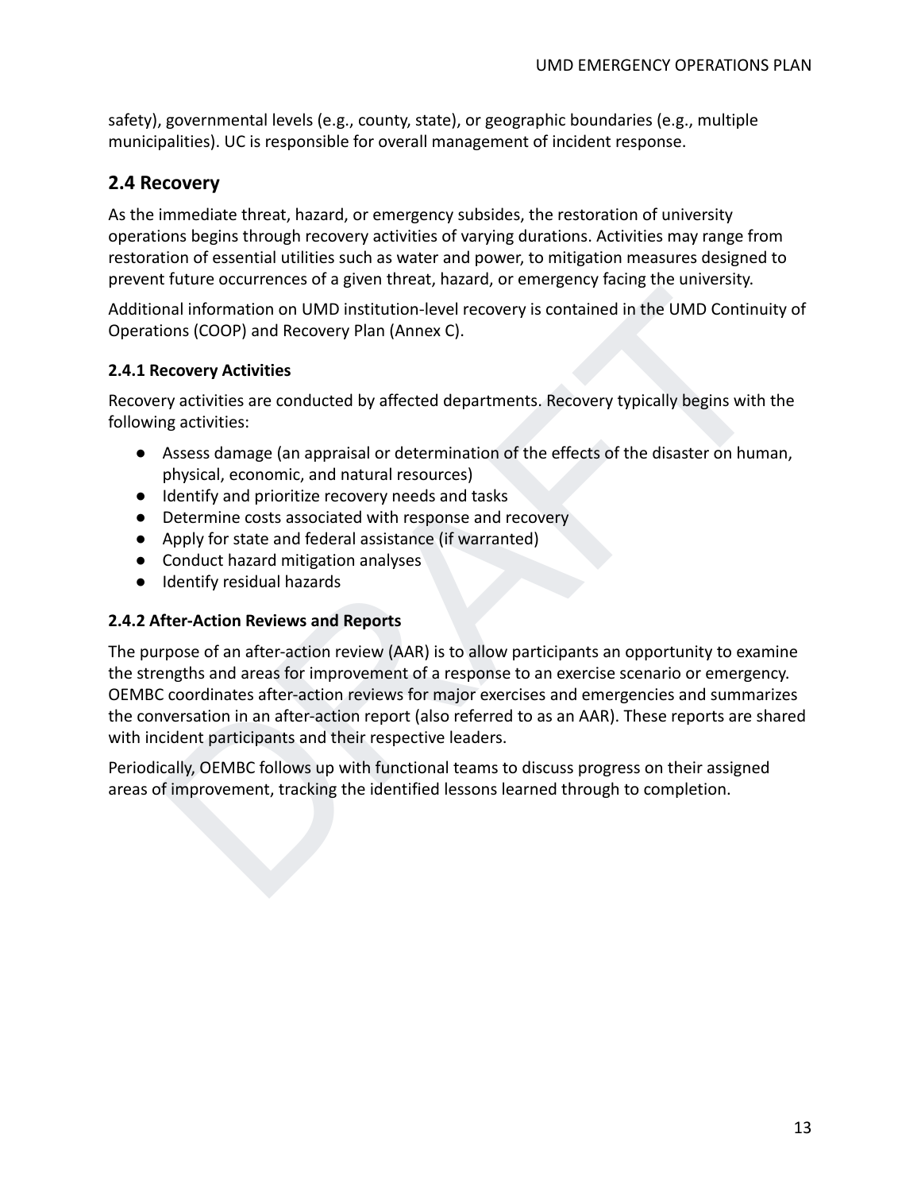safety), governmental levels (e.g., county, state), or geographic boundaries (e.g., multiple municipalities). UC is responsible for overall management of incident response.

## 2.4 Recovery

As the immediate threat, hazard, or emergency subsides, the restoration of university operations begins through recovery activities of varying durations. Activities may range from restoration of essential utilities such as water and power, to mitigation measures designed to prevent future occurrences of a given threat, hazard, or emergency facing the university.

Additional information on UMD institution-level recovery is contained in the UMD Continuity of Operations (COOP) and Recovery Plan (Annex C).

### 2.4.1 Recovery Activities

Recovery activities are conducted by affected departments. Recovery typically begins with the following activities:

- Assess damage (an appraisal or determination of the effects of the disaster on human, physical, economic, and natural resources)
- Identify and prioritize recovery needs and tasks
- Determine costs associated with response and recovery
- Apply for state and federal assistance (if warranted)
- Conduct hazard mitigation analyses
- Identify residual hazards

### 2.4.2 After-Action Reviews and Reports

The purpose of an after-action review (AAR) is to allow participants an opportunity to examine the strengths and areas for improvement of a response to an exercise scenario or emergency. OEMBC coordinates after-action reviews for major exercises and emergencies and summarizes the conversation in an after-action report (also referred to as an AAR). These reports are shared with incident participants and their respective leaders.

Periodically, OEMBC follows up with functional teams to discuss progress on their assigned areas of improvement, tracking the identified lessons learned through to completion.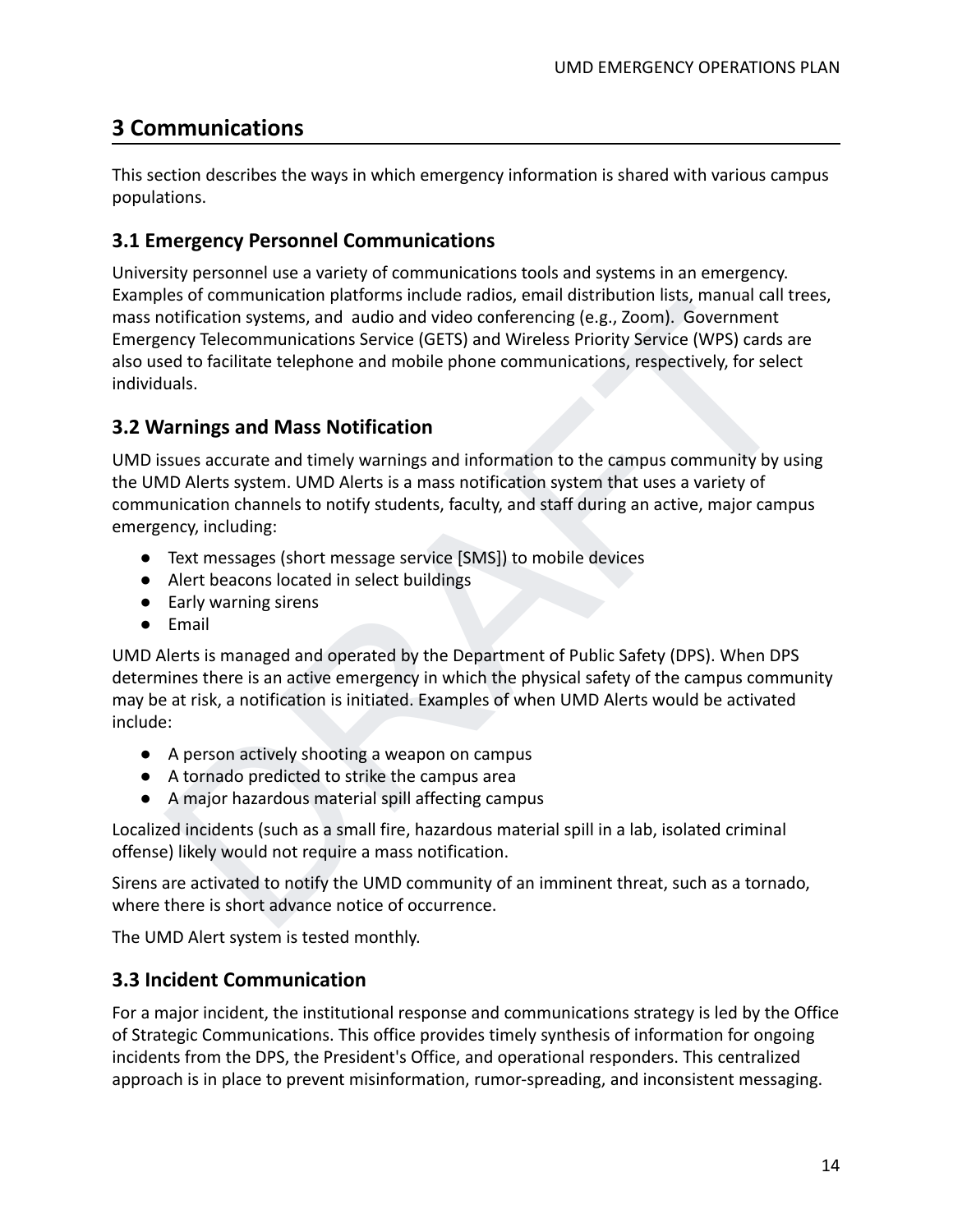# 3 Communications

This section describes the ways in which emergency information is shared with various campus populations.

## 3.1 Emergency Personnel Communications

University personnel use a variety of communications tools and systems in an emergency. Examples of communication platforms include radios, email distribution lists, manual call trees, mass notification systems, and audio and video conferencing (e.g., Zoom). Government Emergency Telecommunications Service (GETS) and Wireless Priority Service (WPS) cards are also used to facilitate telephone and mobile phone communications, respectively, for select individuals.

## 3.2 Warnings and Mass Notification

UMD issues accurate and timely warnings and information to the campus community by using the UMD Alerts system. UMD Alerts is a mass notification system that uses a variety of communication channels to notify students, faculty, and staff during an active, major campus emergency, including:

- Text messages (short message service [SMS]) to mobile devices
- Alert beacons located in select buildings
- Early warning sirens
- Email

UMD Alerts is managed and operated by the Department of Public Safety (DPS). When DPS determines there is an active emergency in which the physical safety of the campus community may be at risk, a notification is initiated. Examples of when UMD Alerts would be activated include:

- A person actively shooting a weapon on campus
- A tornado predicted to strike the campus area
- A major hazardous material spill affecting campus

Localized incidents (such as a small fire, hazardous material spill in a lab, isolated criminal offense) likely would not require a mass notification.

Sirens are activated to notify the UMD community of an imminent threat, such as a tornado, where there is short advance notice of occurrence.

The UMD Alert system is tested monthly.

## 3.3 Incident Communication

For a major incident, the institutional response and communications strategy is led by the Office of Strategic Communications. This office provides timely synthesis of information for ongoing incidents from the DPS, the President's Office, and operational responders. This centralized approach is in place to prevent misinformation, rumor-spreading, and inconsistent messaging.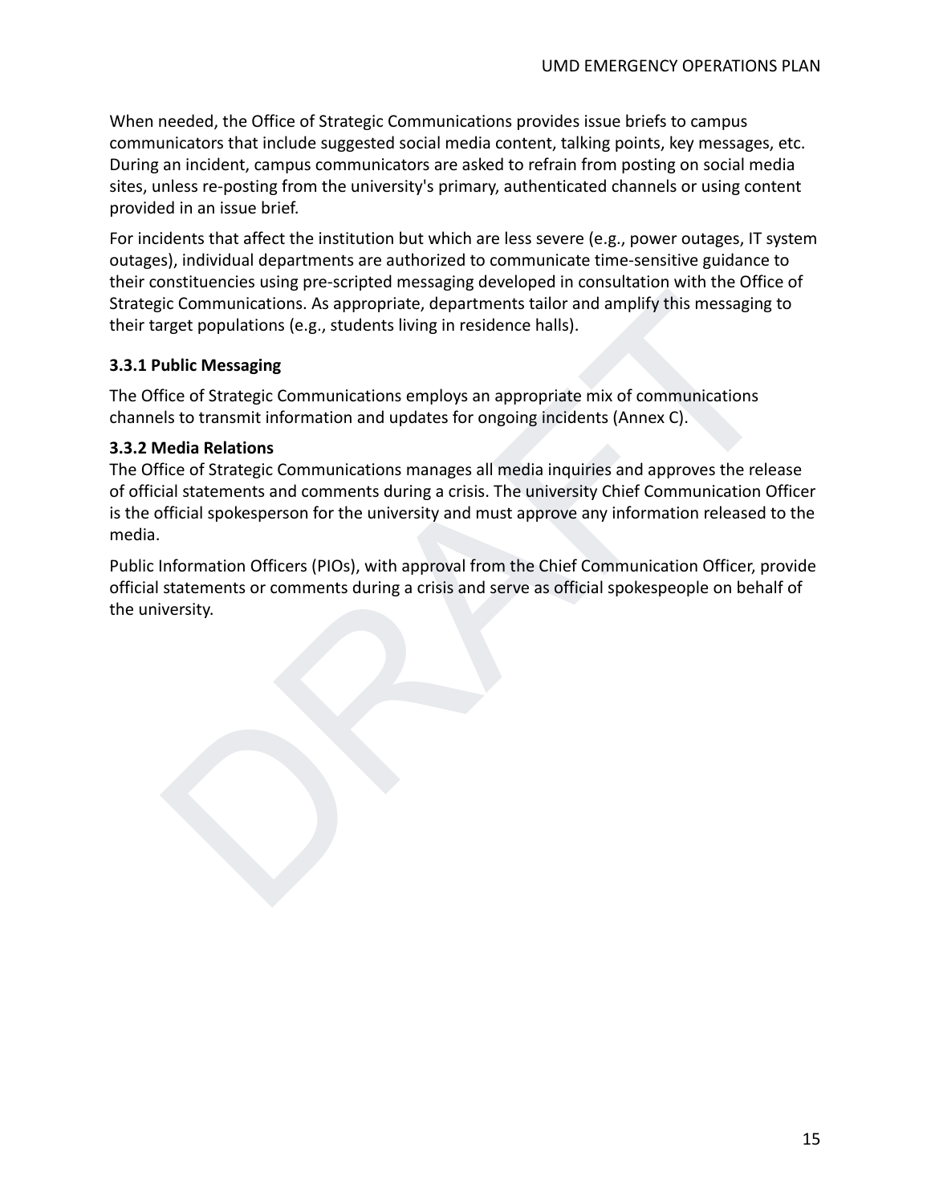When needed, the Office of Strategic Communications provides issue briefs to campus communicators that include suggested social media content, talking points, key messages, etc. During an incident, campus communicators are asked to refrain from posting on social media sites, unless re-posting from the university's primary, authenticated channels or using content provided in an issue brief.

For incidents that affect the institution but which are less severe (e.g., power outages, IT system outages), individual departments are authorized to communicate time-sensitive guidance to their constituencies using pre-scripted messaging developed in consultation with the Office of Strategic Communications. As appropriate, departments tailor and amplify this messaging to their target populations (e.g., students living in residence halls).

### 3.3.1 Public Messaging

The Office of Strategic Communications employs an appropriate mix of communications channels to transmit information and updates for ongoing incidents (Annex C).

### 3.3.2 Media Relations

The Office of Strategic Communications manages all media inquiries and approves the release of official statements and comments during a crisis. The university Chief Communication Officer is the official spokesperson for the university and must approve any information released to the media.

Public Information Officers (PIOs), with approval from the Chief Communication Officer, provide official statements or comments during a crisis and serve as official spokespeople on behalf of the university.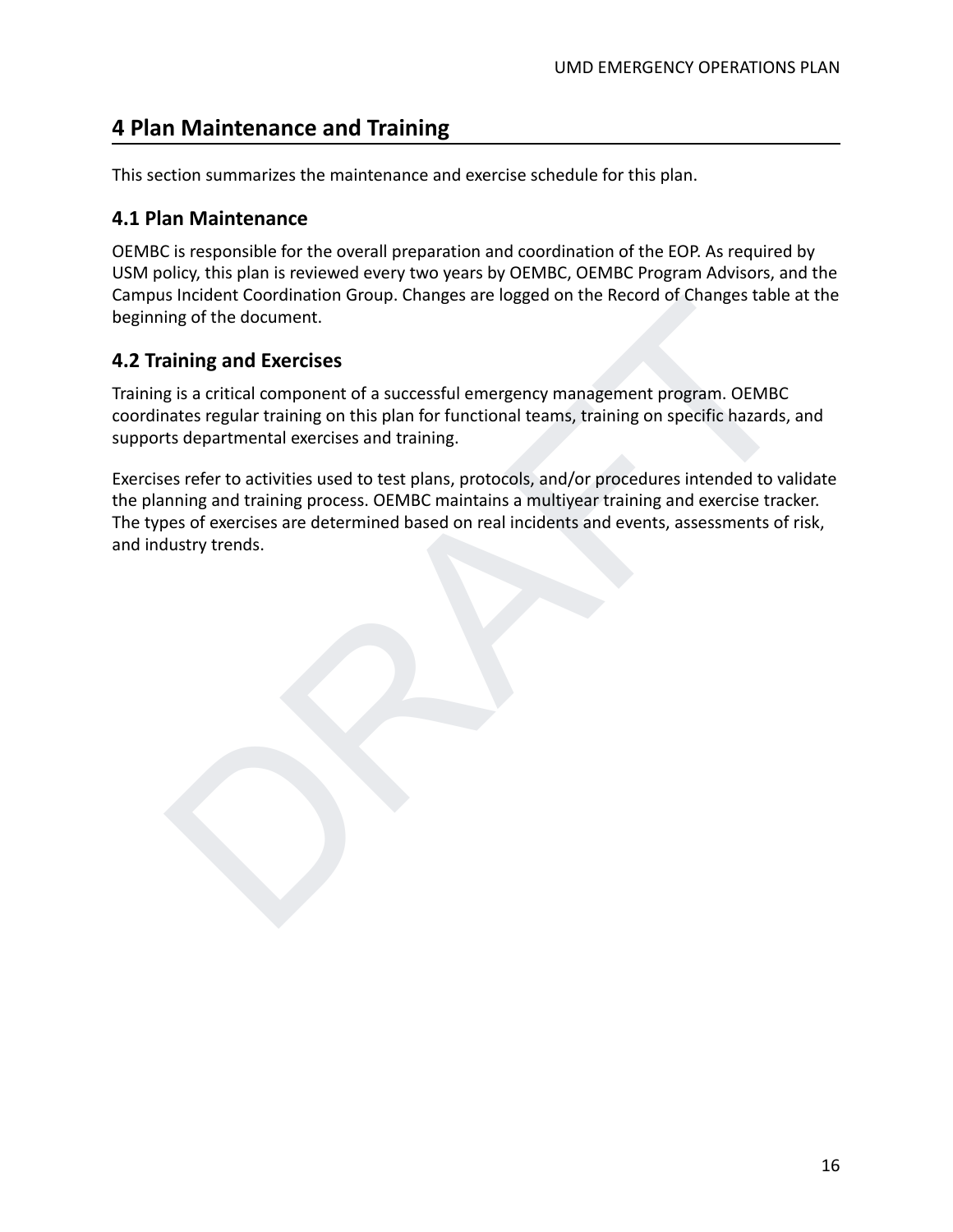# 4 Plan Maintenance and Training

This section summarizes the maintenance and exercise schedule for this plan.

## 4.1 Plan Maintenance

OEMBC is responsible for the overall preparation and coordination of the EOP. As required by USM policy, this plan is reviewed every two years by OEMBC, OEMBC Program Advisors, and the Campus Incident Coordination Group. Changes are logged on the Record of Changes table at the beginning of the document.

## 4.2 Training and Exercises

Training is a critical component of a successful emergency management program. OEMBC coordinates regular training on this plan for functional teams, training on specific hazards, and supports departmental exercises and training.

Exercises refer to activities used to test plans, protocols, and/or procedures intended to validate the planning and training process. OEMBC maintains a multiyear training and exercise tracker. The types of exercises are determined based on real incidents and events, assessments of risk, and industry trends.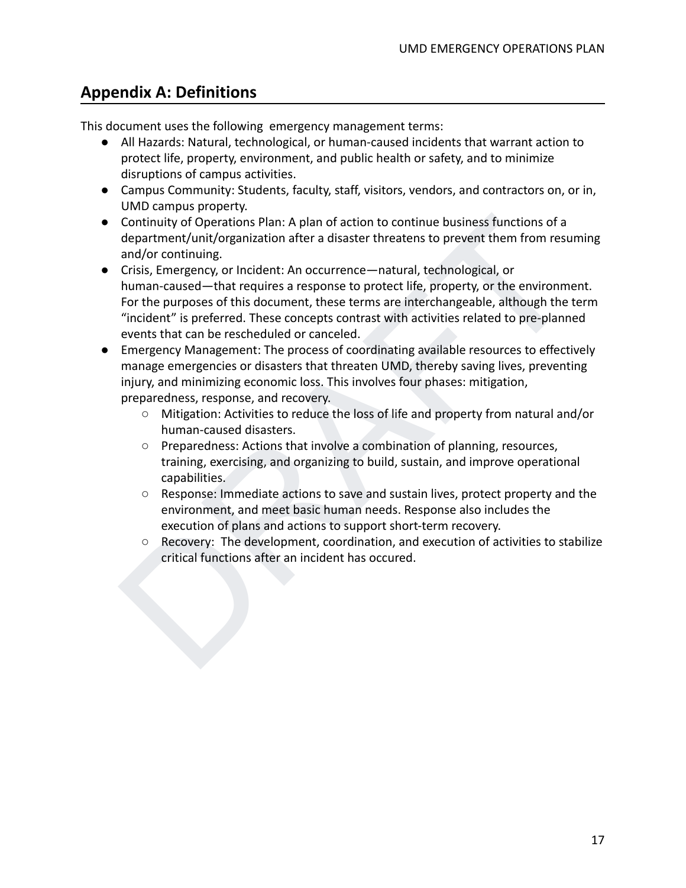## Appendix A: Definitions

This document uses the following  emergency management terms:

- All Hazards: Natural, technological, or human-caused incidents that warrant action to protect life, property, environment, and public health or safety, and to minimize disruptions of campus activities.
- Campus Community: Students, faculty, staff, visitors, vendors, and contractors on, or in, UMD campus property.
- Continuity of Operations Plan: A plan of action to continue business functions of a department/unit/organization after a disaster threatens to prevent them from resuming and/or continuing.
- Crisis, Emergency, or Incident: An occurrence—natural, technological, or human-caused—that requires a response to protect life, property, or the environment. For the purposes of this document, these terms are interchangeable, although the term "incident" is preferred. These concepts contrast with activities related to pre-planned events that can be rescheduled or canceled.
- Emergency Management: The process of coordinating available resources to effectively manage emergencies or disasters that threaten UMD, thereby saving lives, preventing injury, and minimizing economic loss. This involves four phases: mitigation, preparedness, response, and recovery.
  - Mitigation: Activities to reduce the loss of life and property from natural and/or human-caused disasters.
  - Preparedness: Actions that involve a combination of planning, resources, training, exercising, and organizing to build, sustain, and improve operational capabilities.
  - Response: Immediate actions to save and sustain lives, protect property and the environment, and meet basic human needs. Response also includes the execution of plans and actions to support short-term recovery.
  - Recovery:  The development, coordination, and execution of activities to stabilize critical functions after an incident has occured.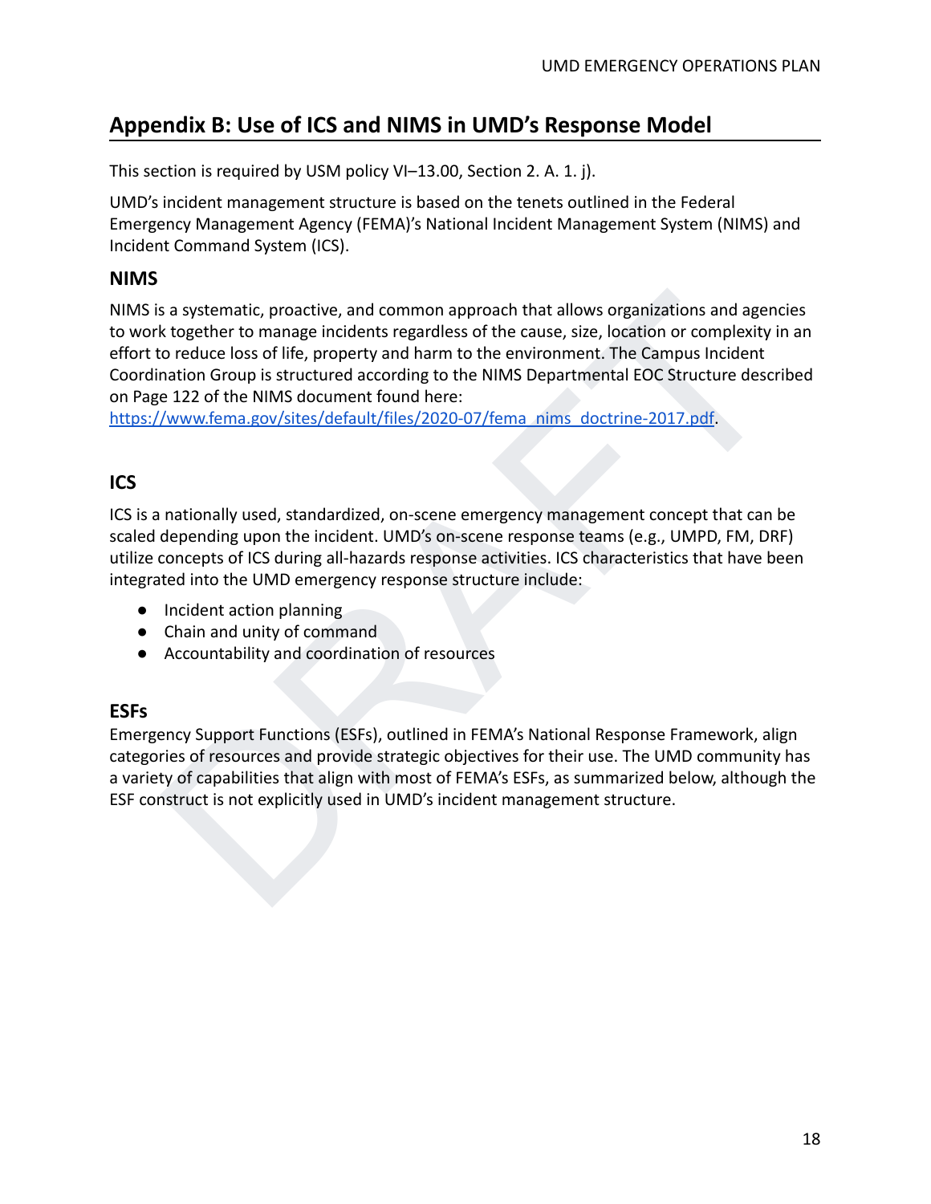## Appendix B: Use of ICS and NIMS in UMD's Response Model

This section is required by USM policy VI–13.00, Section 2. A. 1. j).

UMD's incident management structure is based on the tenets outlined in the Federal Emergency Management Agency (FEMA)'s National Incident Management System (NIMS) and Incident Command System (ICS).

### NIMS

NIMS is a systematic, proactive, and common approach that allows organizations and agencies to work together to manage incidents regardless of the cause, size, location or complexity in an effort to reduce loss of life, property and harm to the environment. The Campus Incident Coordination Group is structured according to the NIMS Departmental EOC Structure described on Page 122 of the NIMS document found here: [https://www.fema.gov/sites/default/files/2020-07/fema_nims_doctrine-2017.pdf](https://www.fema.gov/sites/default/files/2020-07/fema_nims_doctrine-2017.pdf).

### ICS

ICS is a nationally used, standardized, on-scene emergency management concept that can be scaled depending upon the incident. UMD's on-scene response teams (e.g., UMPD, FM, DRF) utilize concepts of ICS during all-hazards response activities. ICS characteristics that have been integrated into the UMD emergency response structure include:

- Incident action planning
- Chain and unity of command
- Accountability and coordination of resources

### ESFs

Emergency Support Functions (ESFs), outlined in FEMA's National Response Framework, align categories of resources and provide strategic objectives for their use. The UMD community has a variety of capabilities that align with most of FEMA's ESFs, as summarized below, although the ESF construct is not explicitly used in UMD's incident management structure.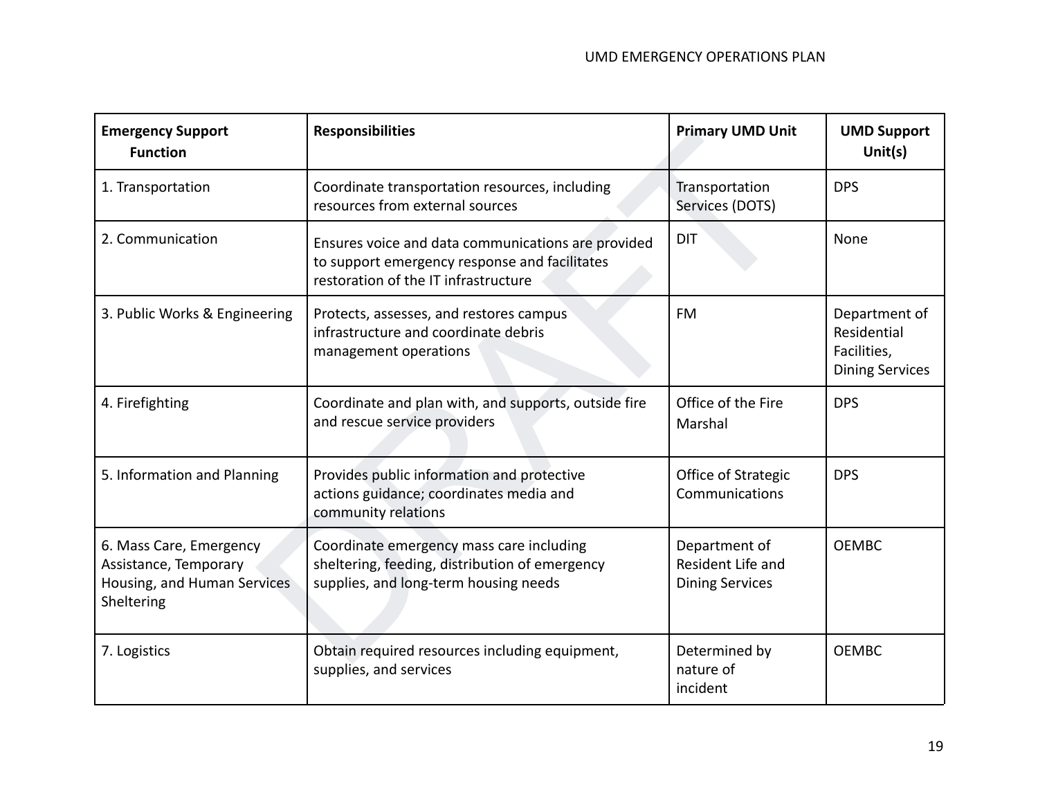| Emergency Support Function | Responsibilities | Primary UMD Unit | UMD Support Unit(s) |
| --- | --- | --- | --- |
| 1. Transportation | Coordinate transportation resources, including resources from external sources | Transportation Services (DOTS) | DPS |
| 2. Communication | Ensures voice and data communications are provided to support emergency response and facilitates restoration of the IT infrastructure | DIT | None |
| 3. Public Works & Engineering | Protects, assesses, and restores campus infrastructure and coordinate debris management operations | FM | Department of Residential Facilities, Dining Services |
| 4. Firefighting | Coordinate and plan with, and supports, outside fire and rescue service providers | Office of the Fire Marshal | DPS |
| 5. Information and Planning | Provides public information and protective actions guidance; coordinates media and community relations | Office of Strategic Communications | DPS |
| 6. Mass Care, Emergency Assistance, Temporary Housing, and Human Services Sheltering | Coordinate emergency mass care including sheltering, feeding, distribution of emergency supplies, and long-term housing needs | Department of Resident Life and Dining Services | OEMBC |
| 7. Logistics | Obtain required resources including equipment, supplies, and services | Determined by nature of incident | OEMBC |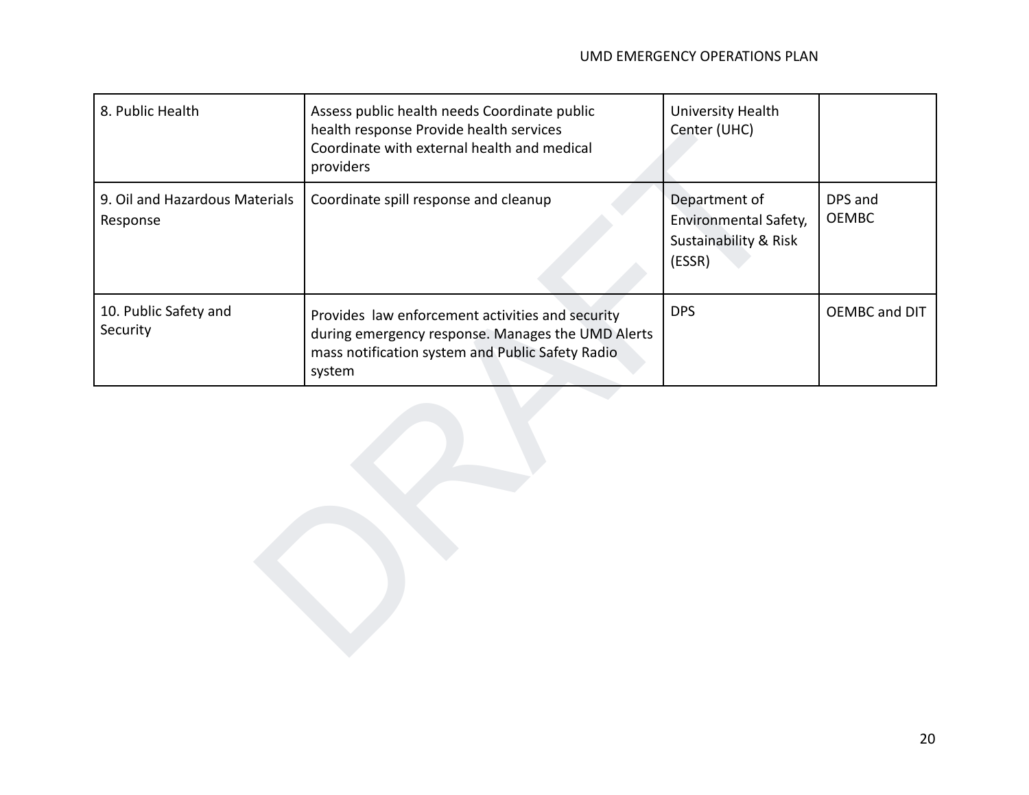| 8. Public Health | Assess public health needs Coordinate public health response Provide health services Coordinate with external health and medical providers | University Health Center (UHC) | |
|---|---|---|---|
| 9. Oil and Hazardous Materials Response | Coordinate spill response and cleanup | Department of Environmental Safety, Sustainability & Risk (ESSR) | DPS and OEMBC |
| 10. Public Safety and Security | Provides law enforcement activities and security during emergency response. Manages the UMD Alerts mass notification system and Public Safety Radio system | DPS | OEMBC and DIT |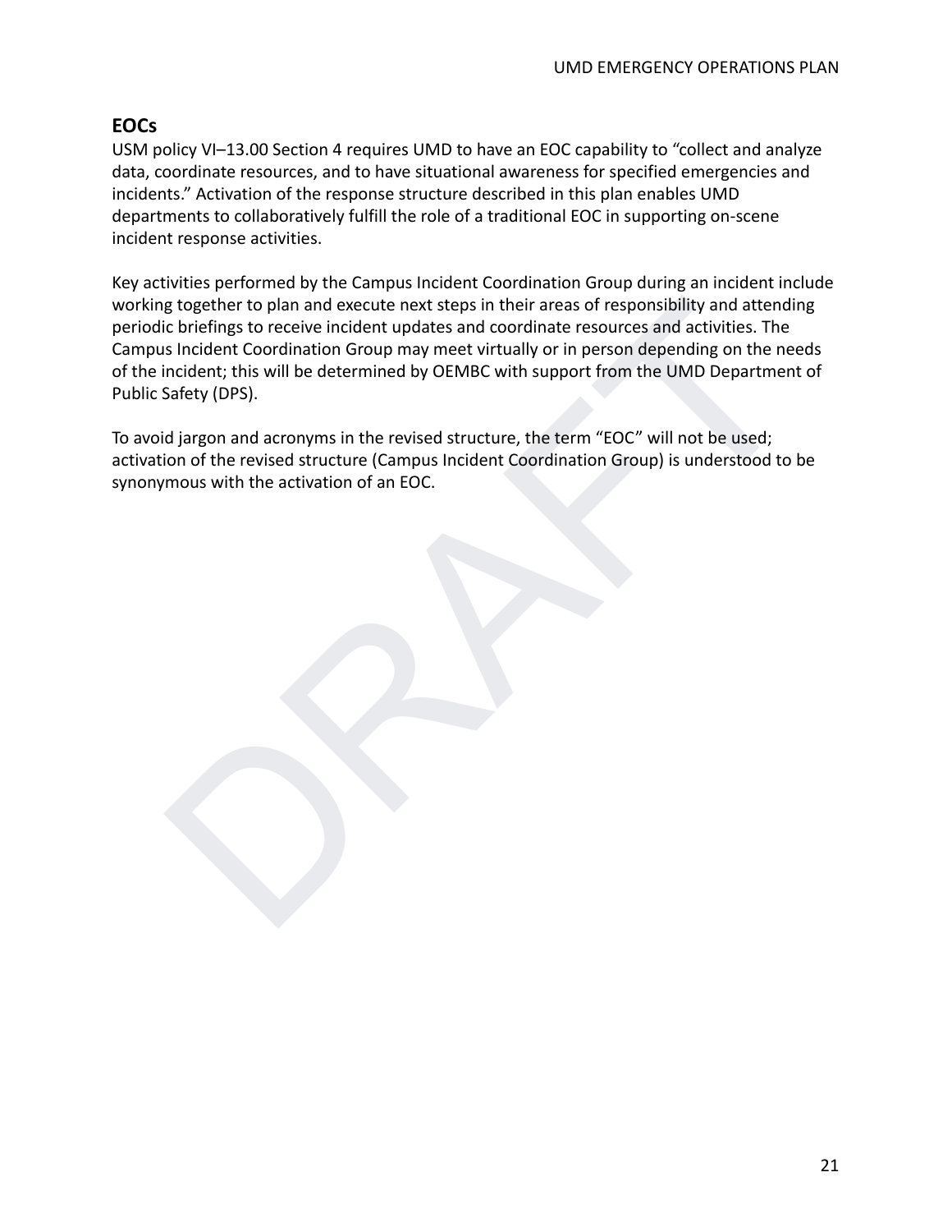## EOCs

USM policy VI–13.00 Section 4 requires UMD to have an EOC capability to "collect and analyze data, coordinate resources, and to have situational awareness for specified emergencies and incidents." Activation of the response structure described in this plan enables UMD departments to collaboratively fulfill the role of a traditional EOC in supporting on-scene incident response activities.

Key activities performed by the Campus Incident Coordination Group during an incident include working together to plan and execute next steps in their areas of responsibility and attending periodic briefings to receive incident updates and coordinate resources and activities. The Campus Incident Coordination Group may meet virtually or in person depending on the needs of the incident; this will be determined by OEMBC with support from the UMD Department of Public Safety (DPS).

To avoid jargon and acronyms in the revised structure, the term "EOC" will not be used; activation of the revised structure (Campus Incident Coordination Group) is understood to be synonymous with the activation of an EOC.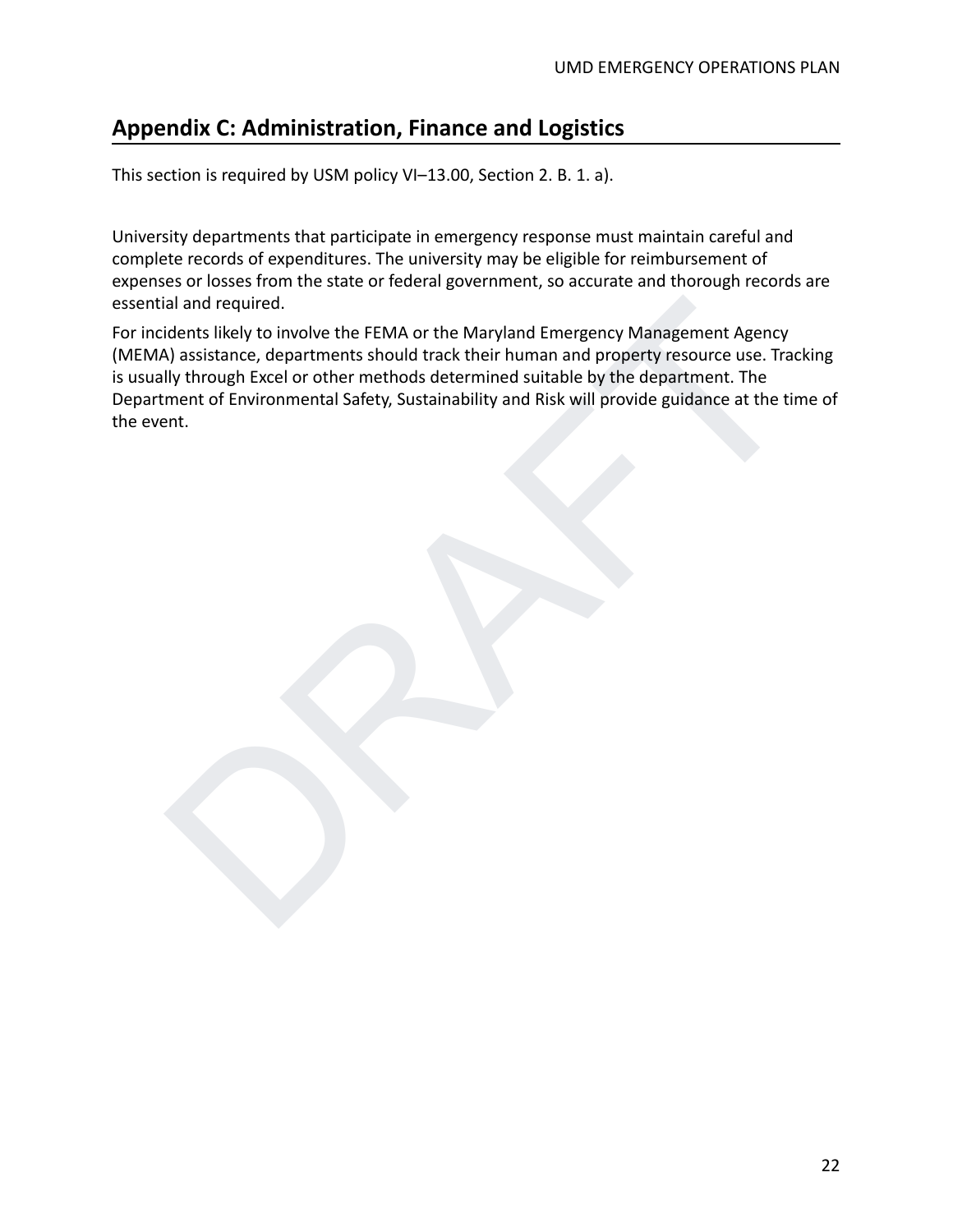## Appendix C: Administration, Finance and Logistics

This section is required by USM policy VI–13.00, Section 2. B. 1. a).

University departments that participate in emergency response must maintain careful and complete records of expenditures. The university may be eligible for reimbursement of expenses or losses from the state or federal government, so accurate and thorough records are essential and required.

For incidents likely to involve the FEMA or the Maryland Emergency Management Agency (MEMA) assistance, departments should track their human and property resource use. Tracking is usually through Excel or other methods determined suitable by the department. The Department of Environmental Safety, Sustainability and Risk will provide guidance at the time of the event.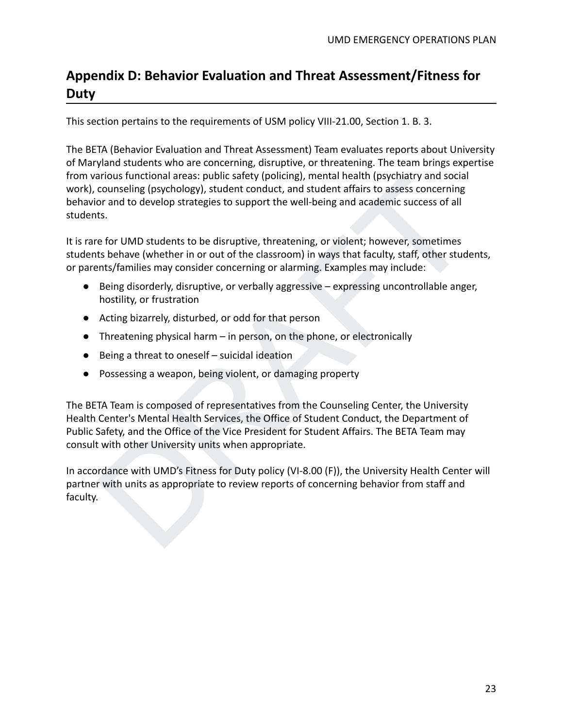## Appendix D: Behavior Evaluation and Threat Assessment/Fitness for Duty

This section pertains to the requirements of USM policy VIII-21.00, Section 1. B. 3.

The BETA (Behavior Evaluation and Threat Assessment) Team evaluates reports about University of Maryland students who are concerning, disruptive, or threatening. The team brings expertise from various functional areas: public safety (policing), mental health (psychiatry and social work), counseling (psychology), student conduct, and student affairs to assess concerning behavior and to develop strategies to support the well-being and academic success of all students.

It is rare for UMD students to be disruptive, threatening, or violent; however, sometimes students behave (whether in or out of the classroom) in ways that faculty, staff, other students, or parents/families may consider concerning or alarming. Examples may include:

- Being disorderly, disruptive, or verbally aggressive – expressing uncontrollable anger, hostility, or frustration
- Acting bizarrely, disturbed, or odd for that person
- Threatening physical harm – in person, on the phone, or electronically
- Being a threat to oneself – suicidal ideation
- Possessing a weapon, being violent, or damaging property

The BETA Team is composed of representatives from the Counseling Center, the University Health Center's Mental Health Services, the Office of Student Conduct, the Department of Public Safety, and the Office of the Vice President for Student Affairs. The BETA Team may consult with other University units when appropriate.

In accordance with UMD's Fitness for Duty policy (VI-8.00 (F)), the University Health Center will partner with units as appropriate to review reports of concerning behavior from staff and faculty.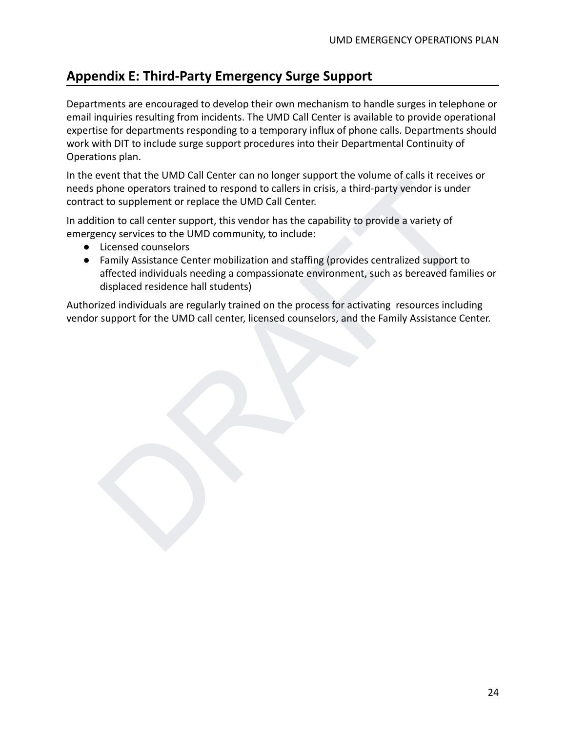## Appendix E: Third-Party Emergency Surge Support

Departments are encouraged to develop their own mechanism to handle surges in telephone or email inquiries resulting from incidents. The UMD Call Center is available to provide operational expertise for departments responding to a temporary influx of phone calls. Departments should work with DIT to include surge support procedures into their Departmental Continuity of Operations plan.

In the event that the UMD Call Center can no longer support the volume of calls it receives or needs phone operators trained to respond to callers in crisis, a third-party vendor is under contract to supplement or replace the UMD Call Center.

In addition to call center support, this vendor has the capability to provide a variety of emergency services to the UMD community, to include:

- Licensed counselors
- Family Assistance Center mobilization and staffing (provides centralized support to affected individuals needing a compassionate environment, such as bereaved families or displaced residence hall students)

Authorized individuals are regularly trained on the process for activating resources including vendor support for the UMD call center, licensed counselors, and the Family Assistance Center.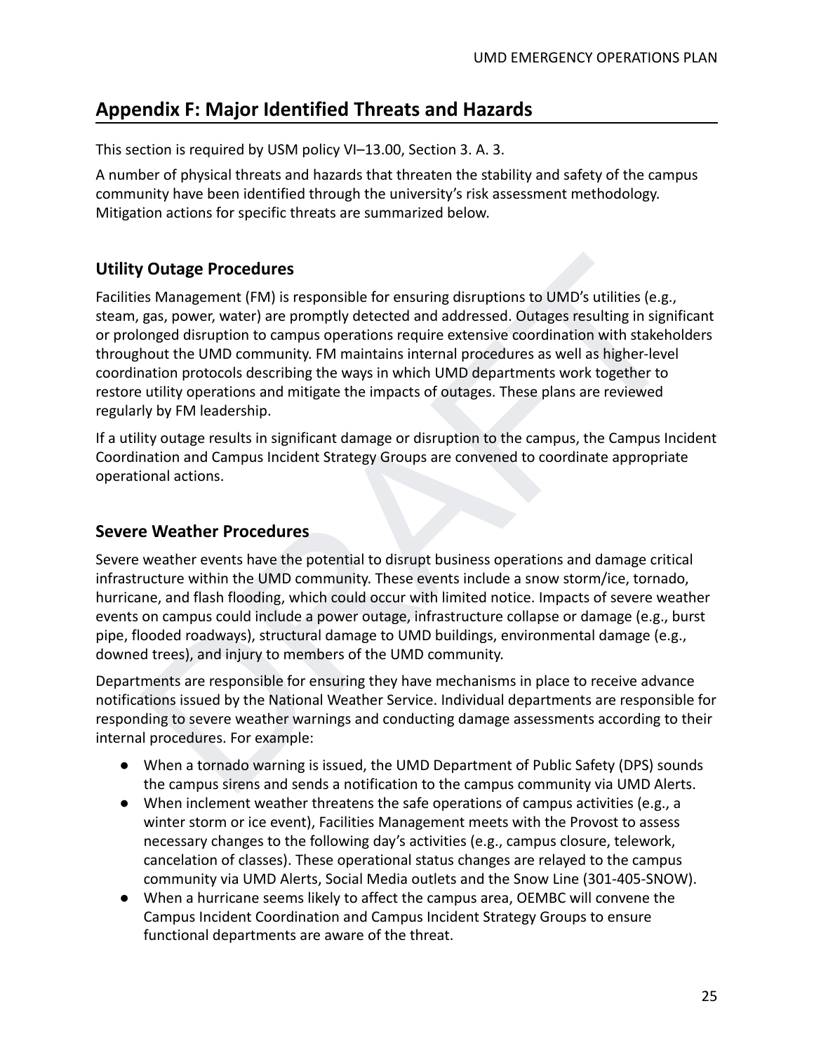## Appendix F: Major Identified Threats and Hazards

This section is required by USM policy VI–13.00, Section 3. A. 3.

A number of physical threats and hazards that threaten the stability and safety of the campus community have been identified through the university's risk assessment methodology. Mitigation actions for specific threats are summarized below.

### Utility Outage Procedures

Facilities Management (FM) is responsible for ensuring disruptions to UMD's utilities (e.g., steam, gas, power, water) are promptly detected and addressed. Outages resulting in significant or prolonged disruption to campus operations require extensive coordination with stakeholders throughout the UMD community. FM maintains internal procedures as well as higher-level coordination protocols describing the ways in which UMD departments work together to restore utility operations and mitigate the impacts of outages. These plans are reviewed regularly by FM leadership.

If a utility outage results in significant damage or disruption to the campus, the Campus Incident Coordination and Campus Incident Strategy Groups are convened to coordinate appropriate operational actions.

### Severe Weather Procedures

Severe weather events have the potential to disrupt business operations and damage critical infrastructure within the UMD community. These events include a snow storm/ice, tornado, hurricane, and flash flooding, which could occur with limited notice. Impacts of severe weather events on campus could include a power outage, infrastructure collapse or damage (e.g., burst pipe, flooded roadways), structural damage to UMD buildings, environmental damage (e.g., downed trees), and injury to members of the UMD community.

Departments are responsible for ensuring they have mechanisms in place to receive advance notifications issued by the National Weather Service. Individual departments are responsible for responding to severe weather warnings and conducting damage assessments according to their internal procedures. For example:

- When a tornado warning is issued, the UMD Department of Public Safety (DPS) sounds the campus sirens and sends a notification to the campus community via UMD Alerts.
- When inclement weather threatens the safe operations of campus activities (e.g., a winter storm or ice event), Facilities Management meets with the Provost to assess necessary changes to the following day's activities (e.g., campus closure, telework, cancelation of classes). These operational status changes are relayed to the campus community via UMD Alerts, Social Media outlets and the Snow Line (301-405-SNOW).
- When a hurricane seems likely to affect the campus area, OEMBC will convene the Campus Incident Coordination and Campus Incident Strategy Groups to ensure functional departments are aware of the threat.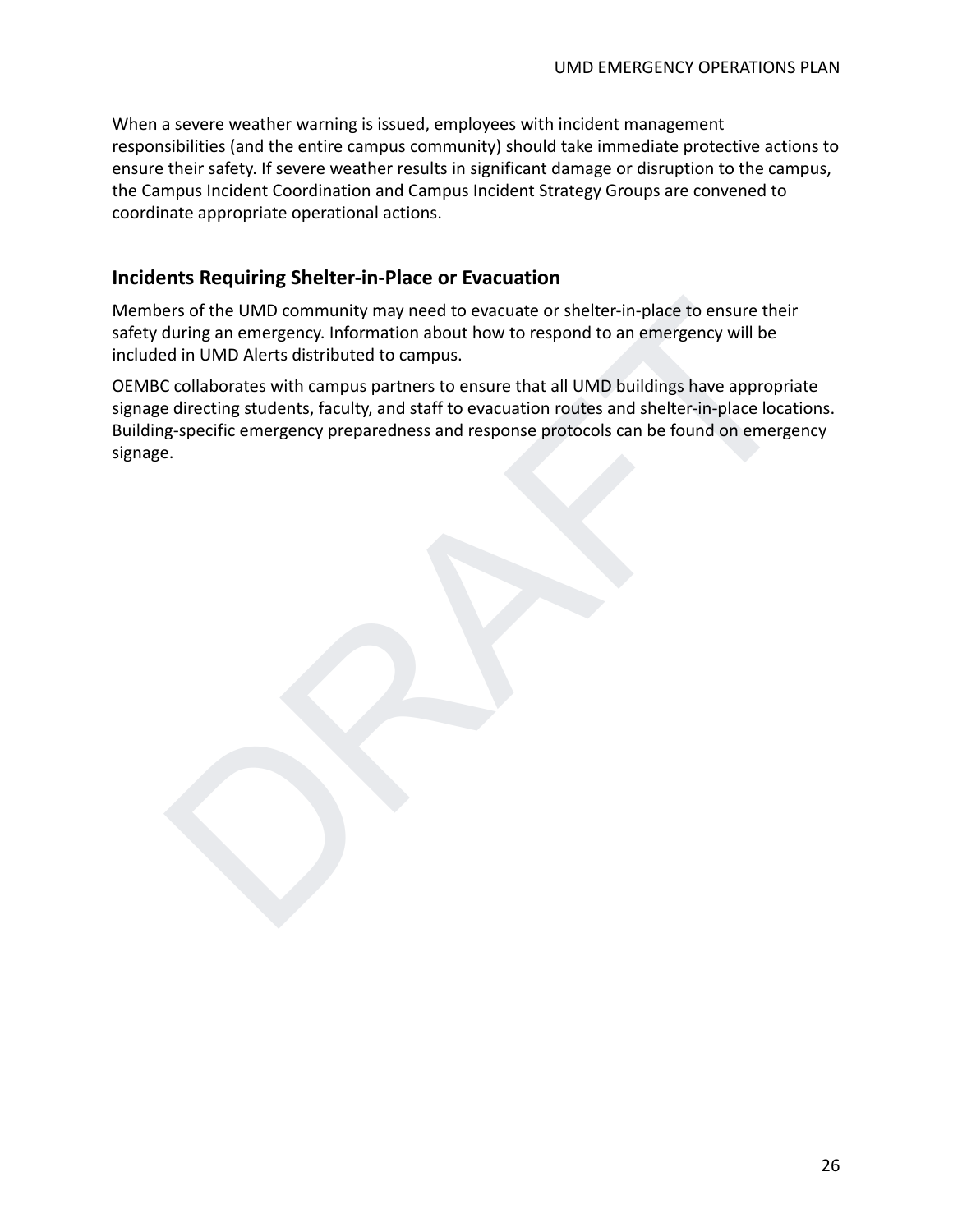When a severe weather warning is issued, employees with incident management responsibilities (and the entire campus community) should take immediate protective actions to ensure their safety. If severe weather results in significant damage or disruption to the campus, the Campus Incident Coordination and Campus Incident Strategy Groups are convened to coordinate appropriate operational actions.

## Incidents Requiring Shelter-in-Place or Evacuation

Members of the UMD community may need to evacuate or shelter-in-place to ensure their safety during an emergency. Information about how to respond to an emergency will be included in UMD Alerts distributed to campus.

OEMBC collaborates with campus partners to ensure that all UMD buildings have appropriate signage directing students, faculty, and staff to evacuation routes and shelter-in-place locations. Building-specific emergency preparedness and response protocols can be found on emergency signage.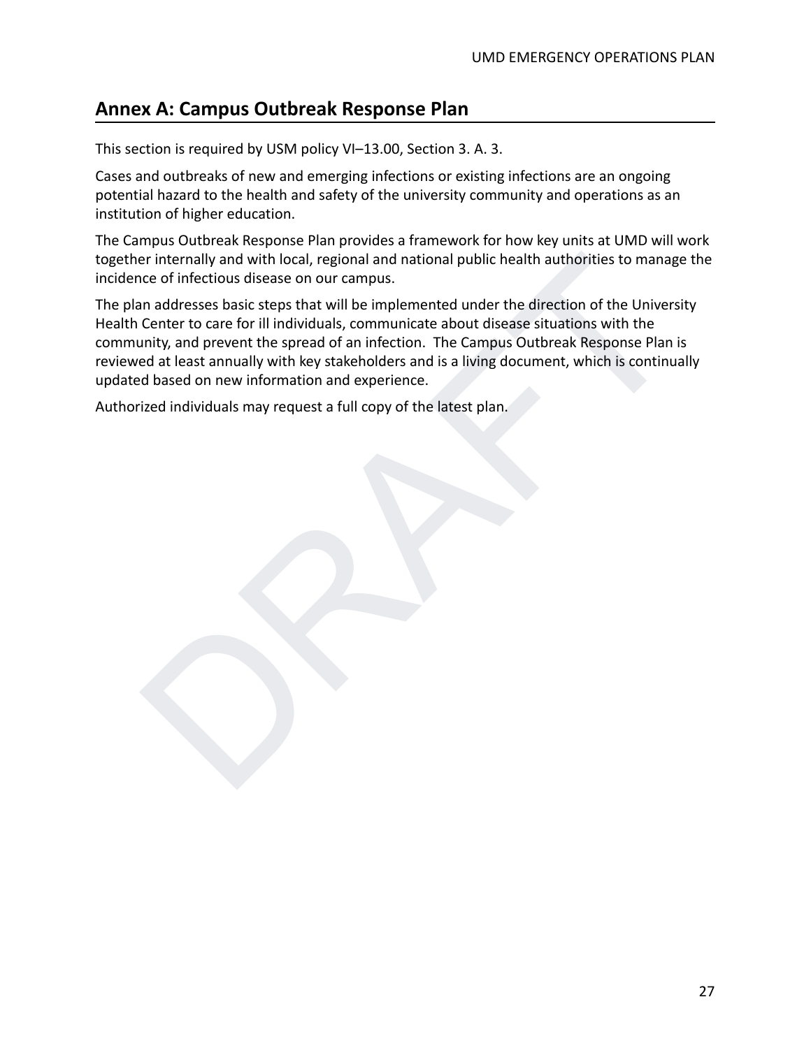## Annex A: Campus Outbreak Response Plan

This section is required by USM policy VI–13.00, Section 3. A. 3.

Cases and outbreaks of new and emerging infections or existing infections are an ongoing potential hazard to the health and safety of the university community and operations as an institution of higher education.

The Campus Outbreak Response Plan provides a framework for how key units at UMD will work together internally and with local, regional and national public health authorities to manage the incidence of infectious disease on our campus.

The plan addresses basic steps that will be implemented under the direction of the University Health Center to care for ill individuals, communicate about disease situations with the community, and prevent the spread of an infection. The Campus Outbreak Response Plan is reviewed at least annually with key stakeholders and is a living document, which is continually updated based on new information and experience.

Authorized individuals may request a full copy of the latest plan.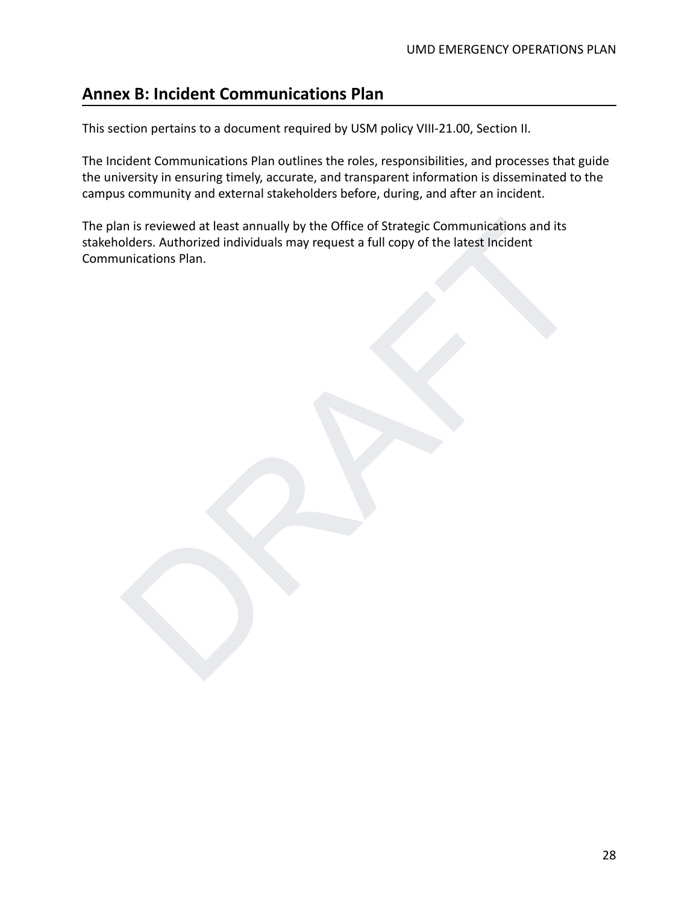## Annex B: Incident Communications Plan

This section pertains to a document required by USM policy VIII-21.00, Section II.

The Incident Communications Plan outlines the roles, responsibilities, and processes that guide the university in ensuring timely, accurate, and transparent information is disseminated to the campus community and external stakeholders before, during, and after an incident.

The plan is reviewed at least annually by the Office of Strategic Communications and its stakeholders. Authorized individuals may request a full copy of the latest Incident Communications Plan.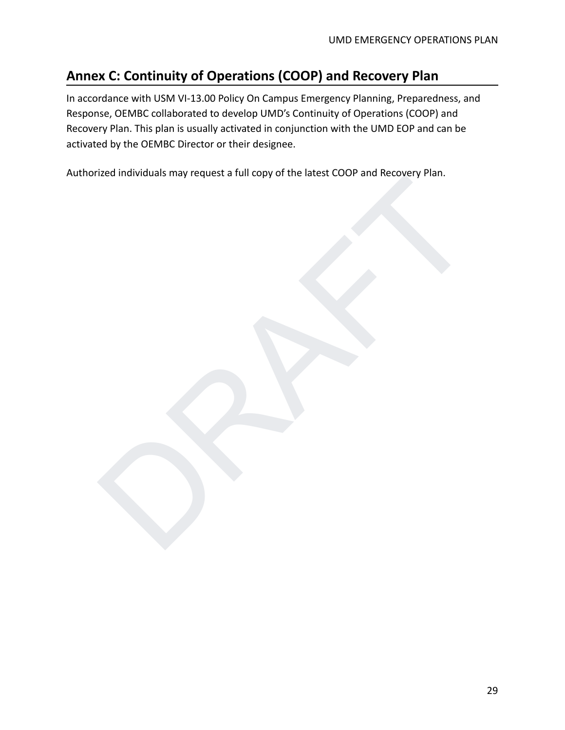## Annex C: Continuity of Operations (COOP) and Recovery Plan

In accordance with USM VI-13.00 Policy On Campus Emergency Planning, Preparedness, and Response, OEMBC collaborated to develop UMD's Continuity of Operations (COOP) and Recovery Plan. This plan is usually activated in conjunction with the UMD EOP and can be activated by the OEMBC Director or their designee.

Authorized individuals may request a full copy of the latest COOP and Recovery Plan.